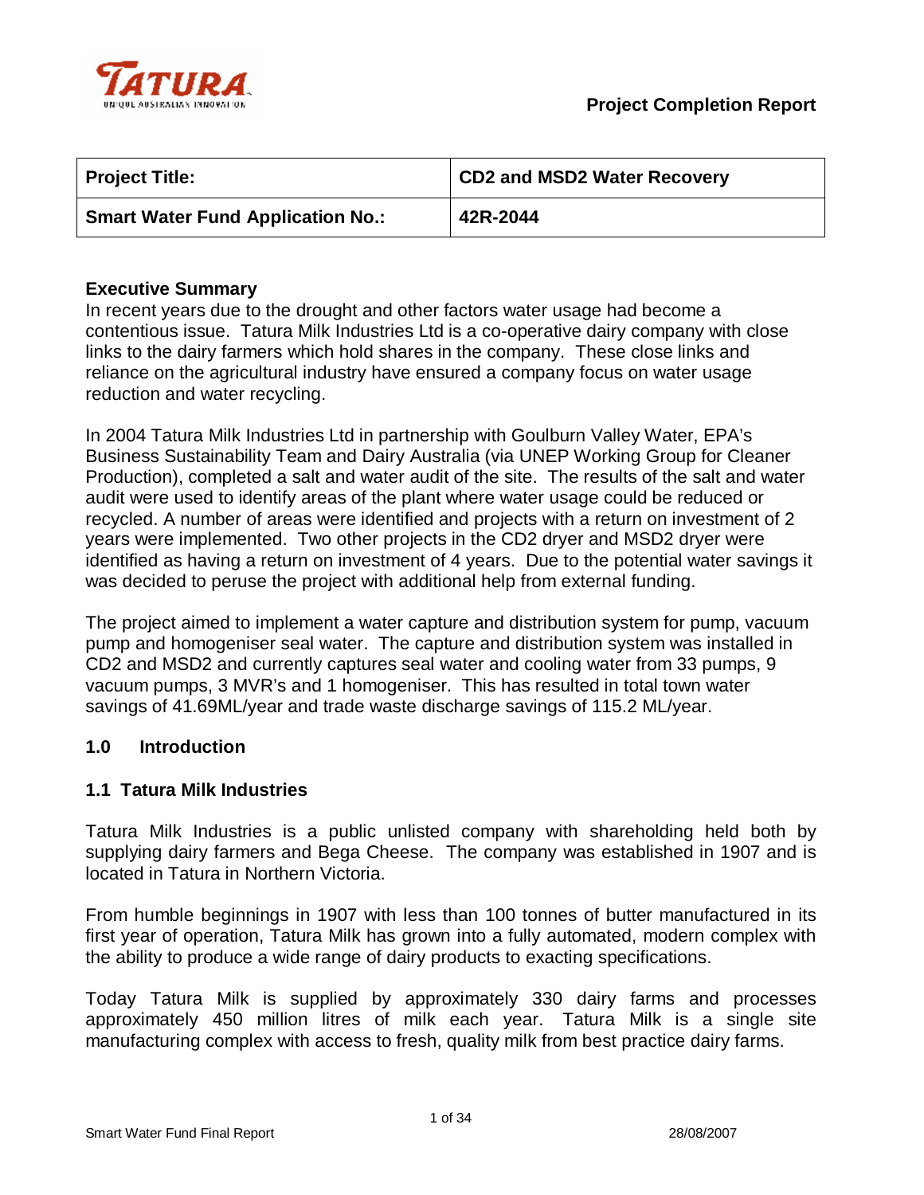**Project Completion Report**

| Project Title: | CD2 and MSD2 Water Recovery |
| --- | --- |
| Smart Water Fund Application No.: | 42R-2044 |

**Executive Summary**

In recent years due to the drought and other factors water usage had become a contentious issue. Tatura Milk Industries Ltd is a co-operative dairy company with close links to the dairy farmers which hold shares in the company. These close links and reliance on the agricultural industry have ensured a company focus on water usage reduction and water recycling.

In 2004 Tatura Milk Industries Ltd in partnership with Goulburn Valley Water, EPA's Business Sustainability Team and Dairy Australia (via UNEP Working Group for Cleaner Production), completed a salt and water audit of the site. The results of the salt and water audit were used to identify areas of the plant where water usage could be reduced or recycled. A number of areas were identified and projects with a return on investment of 2 years were implemented. Two other projects in the CD2 dryer and MSD2 dryer were identified as having a return on investment of 4 years. Due to the potential water savings it was decided to peruse the project with additional help from external funding.

The project aimed to implement a water capture and distribution system for pump, vacuum pump and homogeniser seal water. The capture and distribution system was installed in CD2 and MSD2 and currently captures seal water and cooling water from 33 pumps, 9 vacuum pumps, 3 MVR's and 1 homogeniser. This has resulted in total town water savings of 41.69ML/year and trade waste discharge savings of 115.2 ML/year.

## 1.0 Introduction

### 1.1 Tatura Milk Industries

Tatura Milk Industries is a public unlisted company with shareholding held both by supplying dairy farmers and Bega Cheese. The company was established in 1907 and is located in Tatura in Northern Victoria.

From humble beginnings in 1907 with less than 100 tonnes of butter manufactured in its first year of operation, Tatura Milk has grown into a fully automated, modern complex with the ability to produce a wide range of dairy products to exacting specifications.

Today Tatura Milk is supplied by approximately 330 dairy farms and processes approximately 450 million litres of milk each year. Tatura Milk is a single site manufacturing complex with access to fresh, quality milk from best practice dairy farms.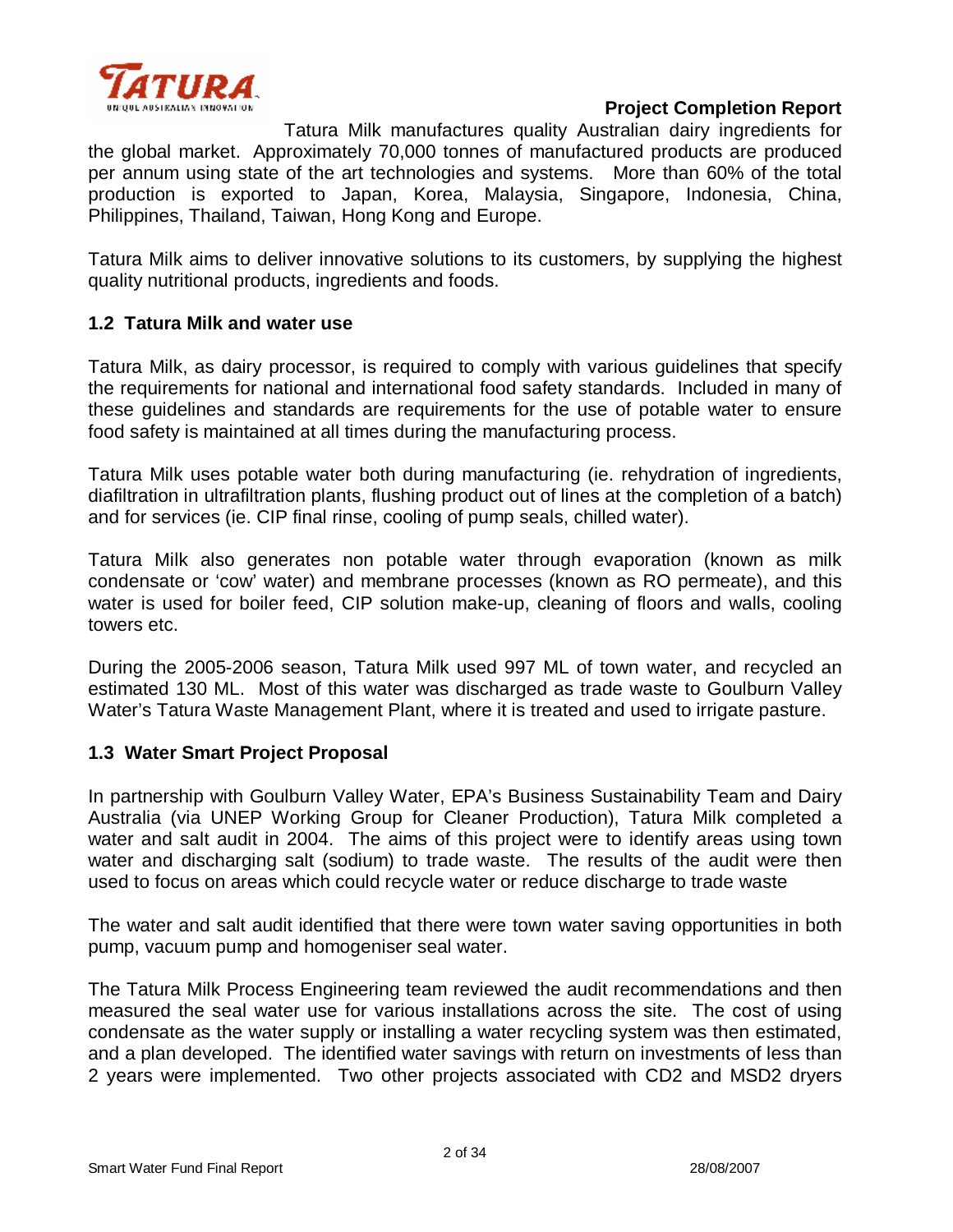Tatura Milk manufactures quality Australian dairy ingredients for the global market. Approximately 70,000 tonnes of manufactured products are produced per annum using state of the art technologies and systems. More than 60% of the total production is exported to Japan, Korea, Malaysia, Singapore, Indonesia, China, Philippines, Thailand, Taiwan, Hong Kong and Europe.

Tatura Milk aims to deliver innovative solutions to its customers, by supplying the highest quality nutritional products, ingredients and foods.

### 1.2 Tatura Milk and water use

Tatura Milk, as dairy processor, is required to comply with various guidelines that specify the requirements for national and international food safety standards. Included in many of these guidelines and standards are requirements for the use of potable water to ensure food safety is maintained at all times during the manufacturing process.

Tatura Milk uses potable water both during manufacturing (ie. rehydration of ingredients, diafiltration in ultrafiltration plants, flushing product out of lines at the completion of a batch) and for services (ie. CIP final rinse, cooling of pump seals, chilled water).

Tatura Milk also generates non potable water through evaporation (known as milk condensate or 'cow' water) and membrane processes (known as RO permeate), and this water is used for boiler feed, CIP solution make-up, cleaning of floors and walls, cooling towers etc.

During the 2005-2006 season, Tatura Milk used 997 ML of town water, and recycled an estimated 130 ML. Most of this water was discharged as trade waste to Goulburn Valley Water's Tatura Waste Management Plant, where it is treated and used to irrigate pasture.

### 1.3 Water Smart Project Proposal

In partnership with Goulburn Valley Water, EPA's Business Sustainability Team and Dairy Australia (via UNEP Working Group for Cleaner Production), Tatura Milk completed a water and salt audit in 2004. The aims of this project were to identify areas using town water and discharging salt (sodium) to trade waste. The results of the audit were then used to focus on areas which could recycle water or reduce discharge to trade waste

The water and salt audit identified that there were town water saving opportunities in both pump, vacuum pump and homogeniser seal water.

The Tatura Milk Process Engineering team reviewed the audit recommendations and then measured the seal water use for various installations across the site. The cost of using condensate as the water supply or installing a water recycling system was then estimated, and a plan developed. The identified water savings with return on investments of less than 2 years were implemented. Two other projects associated with CD2 and MSD2 dryers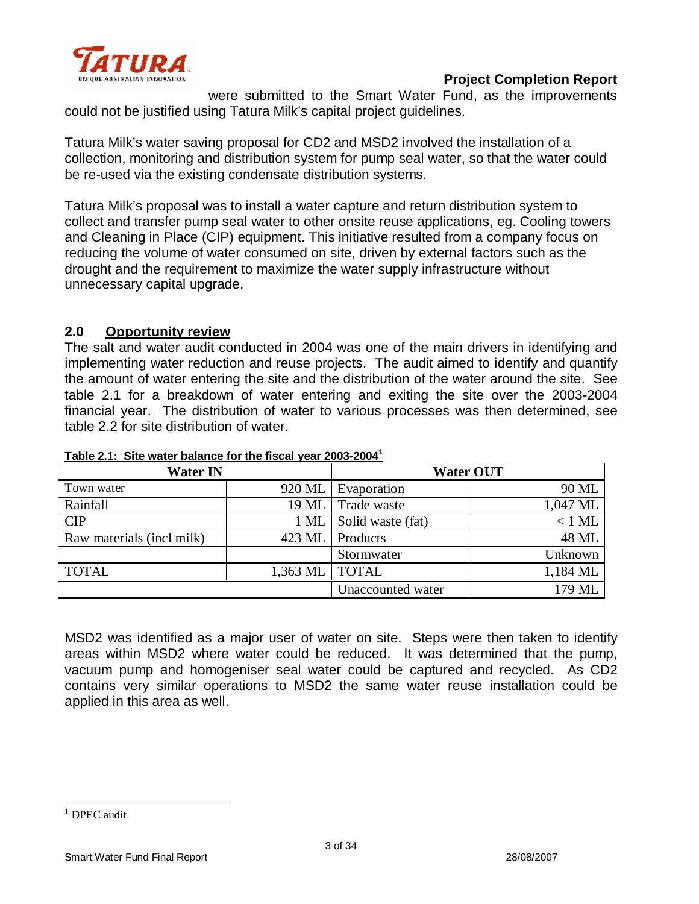were submitted to the Smart Water Fund, as the improvements could not be justified using Tatura Milk's capital project guidelines.

Tatura Milk's water saving proposal for CD2 and MSD2 involved the installation of a collection, monitoring and distribution system for pump seal water, so that the water could be re-used via the existing condensate distribution systems.

Tatura Milk's proposal was to install a water capture and return distribution system to collect and transfer pump seal water to other onsite reuse applications, eg. Cooling towers and Cleaning in Place (CIP) equipment. This initiative resulted from a company focus on reducing the volume of water consumed on site, driven by external factors such as the drought and the requirement to maximize the water supply infrastructure without unnecessary capital upgrade.

## 2.0 Opportunity review

The salt and water audit conducted in 2004 was one of the main drivers in identifying and implementing water reduction and reuse projects. The audit aimed to identify and quantify the amount of water entering the site and the distribution of the water around the site. See table 2.1 for a breakdown of water entering and exiting the site over the 2003-2004 financial year. The distribution of water to various processes was then determined, see table 2.2 for site distribution of water.

**Table 2.1: Site water balance for the fiscal year 2003-2004[1]**

| Water IN | | Water OUT | |
|---|---|---|---|
| Town water | 920 ML | Evaporation | 90 ML |
| Rainfall | 19 ML | Trade waste | 1,047 ML |
| CIP | 1 ML | Solid waste (fat) | < 1 ML |
| Raw materials (incl milk) | 423 ML | Products | 48 ML |
| | | Stormwater | Unknown |
| TOTAL | 1,363 ML | TOTAL | 1,184 ML |
| | | Unaccounted water | 179 ML |

MSD2 was identified as a major user of water on site. Steps were then taken to identify areas within MSD2 where water could be reduced. It was determined that the pump, vacuum pump and homogeniser seal water could be captured and recycled. As CD2 contains very similar operations to MSD2 the same water reuse installation could be applied in this area as well.

[1] DPEC audit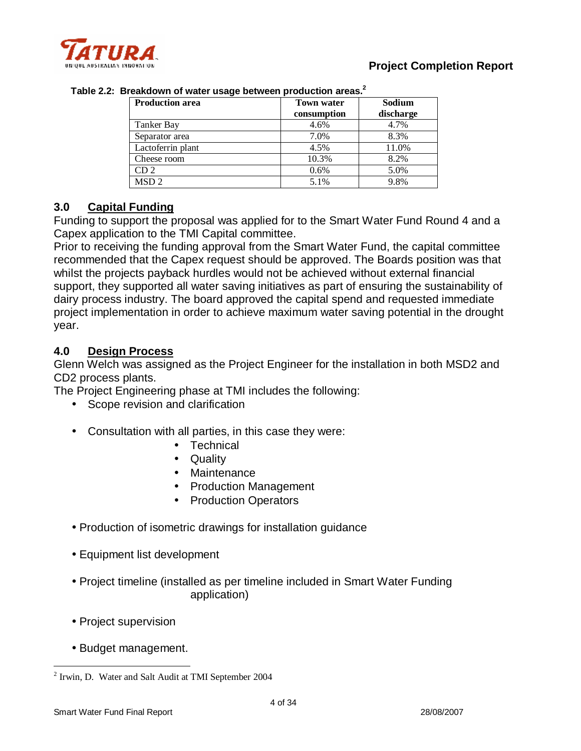**Table 2.2: Breakdown of water usage between production areas.**[2]

| Production area | Town water consumption | Sodium discharge |
|---|---|---|
| Tanker Bay | 4.6% | 4.7% |
| Separator area | 7.0% | 8.3% |
| Lactoferrin plant | 4.5% | 11.0% |
| Cheese room | 10.3% | 8.2% |
| CD 2 | 0.6% | 5.0% |
| MSD 2 | 5.1% | 9.8% |

## 3.0 Capital Funding

Funding to support the proposal was applied for to the Smart Water Fund Round 4 and a Capex application to the TMI Capital committee.

Prior to receiving the funding approval from the Smart Water Fund, the capital committee recommended that the Capex request should be approved. The Boards position was that whilst the projects payback hurdles would not be achieved without external financial support, they supported all water saving initiatives as part of ensuring the sustainability of dairy process industry. The board approved the capital spend and requested immediate project implementation in order to achieve maximum water saving potential in the drought year.

## 4.0 Design Process

Glenn Welch was assigned as the Project Engineer for the installation in both MSD2 and CD2 process plants.

The Project Engineering phase at TMI includes the following:

- Scope revision and clarification
- Consultation with all parties, in this case they were:
  - Technical
  - Quality
  - Maintenance
  - Production Management
  - Production Operators
- Production of isometric drawings for installation guidance
- Equipment list development
- Project timeline (installed as per timeline included in Smart Water Funding application)
- Project supervision
- Budget management.

---

[2] Irwin, D. Water and Salt Audit at TMI September 2004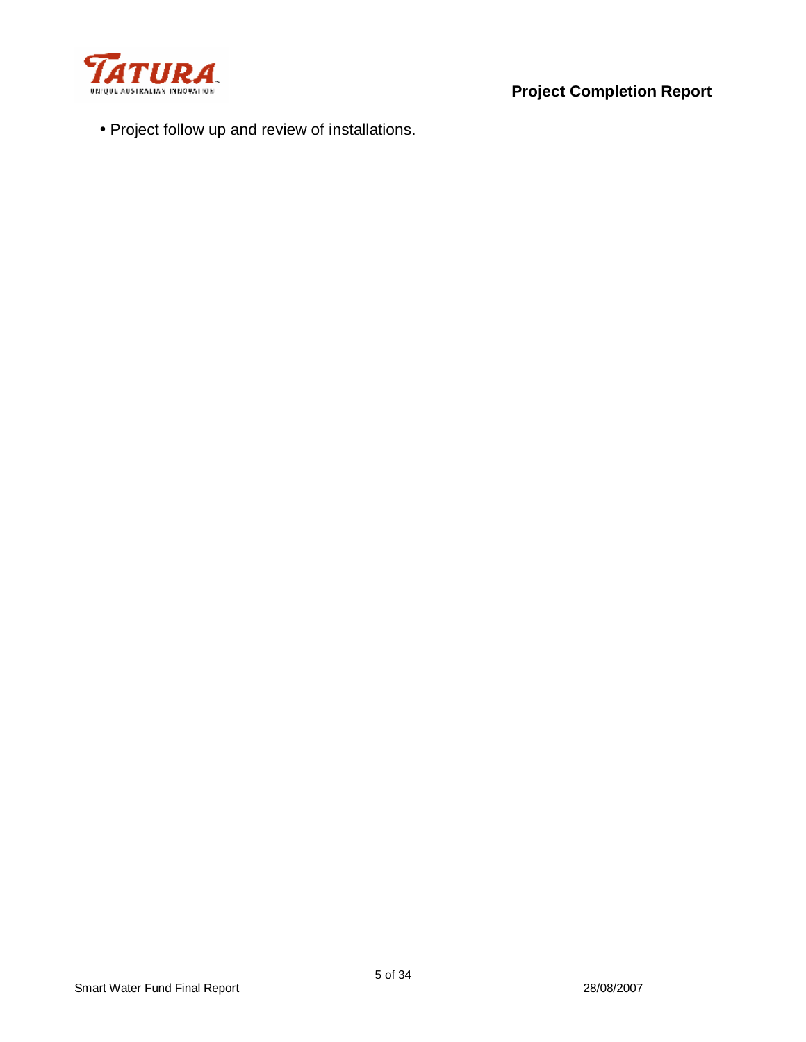- Project follow up and review of installations.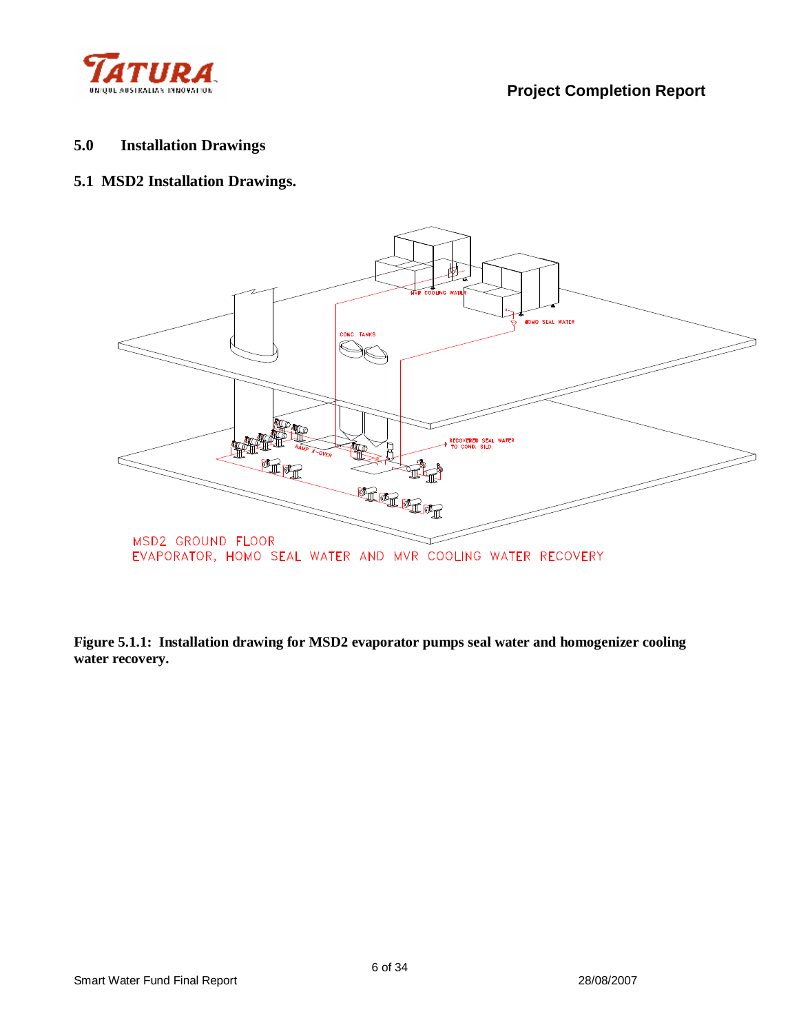## 5.0 Installation Drawings

### 5.1 MSD2 Installation Drawings.

**Figure 5.1.1: Installation drawing for MSD2 evaporator pumps seal water and homogenizer cooling water recovery.**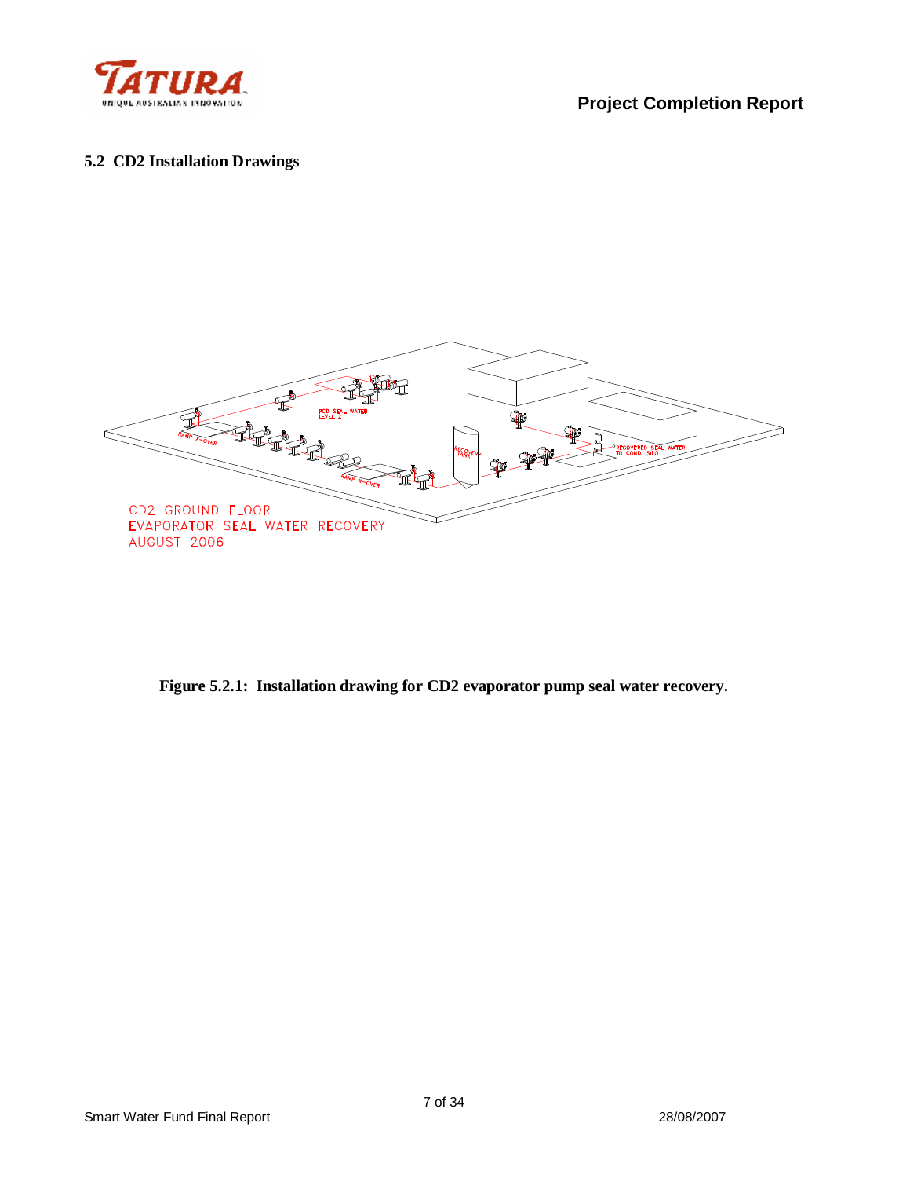## 5.2 CD2 Installation Drawings

**Figure 5.2.1: Installation drawing for CD2 evaporator pump seal water recovery.**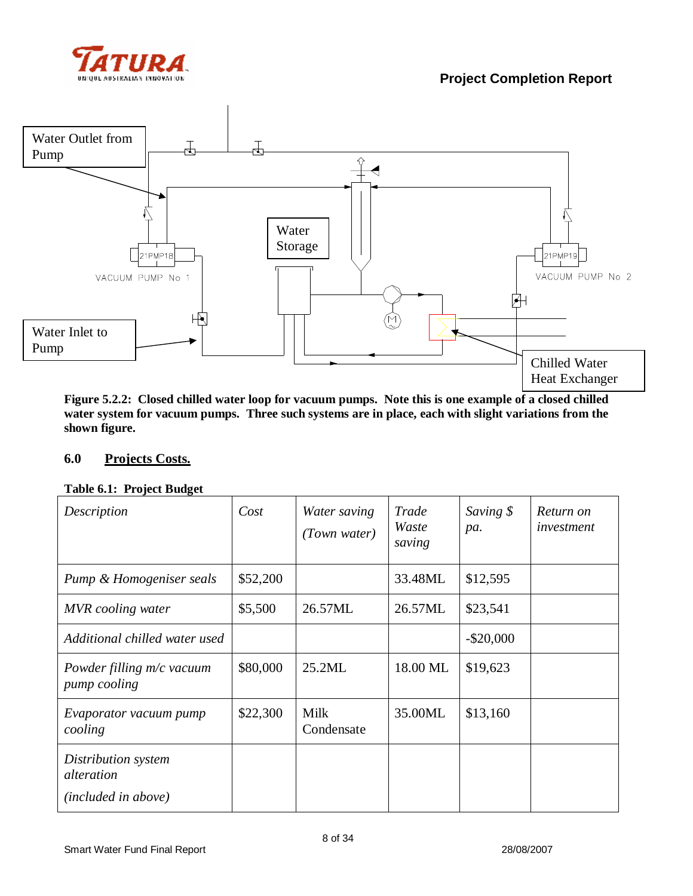Water Outlet from Pump

Water Storage

21PMP18

VACUUM PUMP No 1

21PMP19

VACUUM PUMP No 2

Water Inlet to Pump

Chilled Water Heat Exchanger

**Figure 5.2.2: Closed chilled water loop for vacuum pumps. Note this is one example of a closed chilled water system for vacuum pumps. Three such systems are in place, each with slight variations from the shown figure.**

## 6.0 Projects Costs.

**Table 6.1: Project Budget**

| *Description* | *Cost* | *Water saving (Town water)* | *Trade Waste saving* | *Saving $ pa.* | *Return on investment* |
|---|---|---|---|---|---|
| *Pump & Homogeniser seals* | $52,200 | | 33.48ML | $12,595 | |
| *MVR cooling water* | $5,500 | 26.57ML | 26.57ML | $23,541 | |
| *Additional chilled water used* | | | | -$20,000 | |
| *Powder filling m/c vacuum pump cooling* | $80,000 | 25.2ML | 18.00 ML | $19,623 | |
| *Evaporator vacuum pump cooling* | $22,300 | Milk Condensate | 35.00ML | $13,160 | |
| *Distribution system alteration* *(included in above)* | | | | | |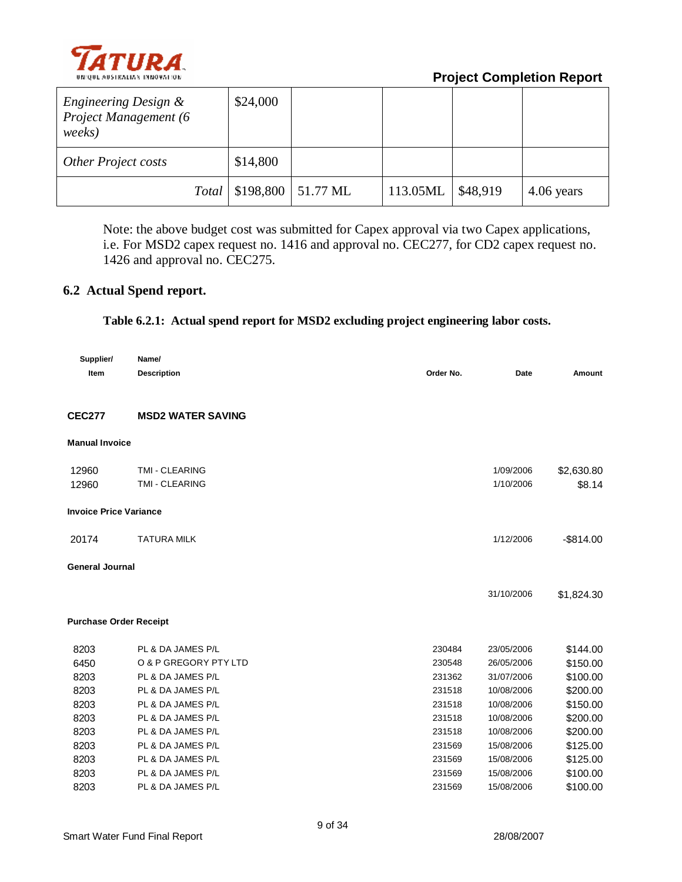| | | | | | |
|---|---|---|---|---|---|
| *Engineering Design & Project Management (6 weeks)* | $24,000 | | | | |
| *Other Project costs* | $14,800 | | | | |
| *Total* | $198,800 | 51.77 ML | 113.05ML | $48,919 | 4.06 years |

Note: the above budget cost was submitted for Capex approval via two Capex applications, i.e. For MSD2 capex request no. 1416 and approval no. CEC277, for CD2 capex request no. 1426 and approval no. CEC275.

## 6.2 Actual Spend report.

**Table 6.2.1: Actual spend report for MSD2 excluding project engineering labor costs.**

| Supplier/ Item | Name/ Description | Order No. | Date | Amount |
|---|---|---|---|---|
| **CEC277** | **MSD2 WATER SAVING** | | | |
| **Manual Invoice** | | | | |
| 12960 | TMI - CLEARING | | 1/09/2006 | $2,630.80 |
| 12960 | TMI - CLEARING | | 1/10/2006 | $8.14 |
| **Invoice Price Variance** | | | | |
| 20174 | TATURA MILK | | 1/12/2006 | -$814.00 |
| **General Journal** | | | | |
| | | | 31/10/2006 | $1,824.30 |
| **Purchase Order Receipt** | | | | |
| 8203 | PL & DA JAMES P/L | 230484 | 23/05/2006 | $144.00 |
| 6450 | O & P GREGORY PTY LTD | 230548 | 26/05/2006 | $150.00 |
| 8203 | PL & DA JAMES P/L | 231362 | 31/07/2006 | $100.00 |
| 8203 | PL & DA JAMES P/L | 231518 | 10/08/2006 | $200.00 |
| 8203 | PL & DA JAMES P/L | 231518 | 10/08/2006 | $150.00 |
| 8203 | PL & DA JAMES P/L | 231518 | 10/08/2006 | $200.00 |
| 8203 | PL & DA JAMES P/L | 231518 | 10/08/2006 | $200.00 |
| 8203 | PL & DA JAMES P/L | 231569 | 15/08/2006 | $125.00 |
| 8203 | PL & DA JAMES P/L | 231569 | 15/08/2006 | $125.00 |
| 8203 | PL & DA JAMES P/L | 231569 | 15/08/2006 | $100.00 |
| 8203 | PL & DA JAMES P/L | 231569 | 15/08/2006 | $100.00 |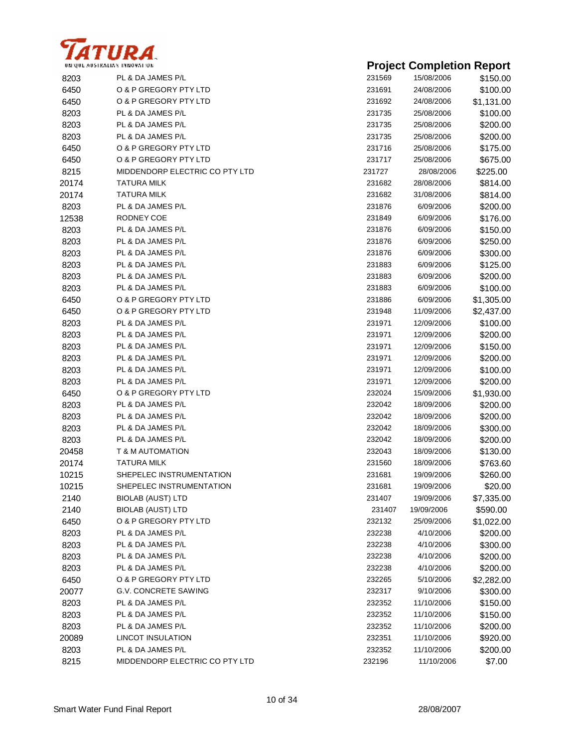## Project Completion Report

| | | | | |
|---|---|---|---|---|
| 8203 | PL & DA JAMES P/L | 231569 | 15/08/2006 | $150.00 |
| 6450 | O & P GREGORY PTY LTD | 231691 | 24/08/2006 | $100.00 |
| 6450 | O & P GREGORY PTY LTD | 231692 | 24/08/2006 | $1,131.00 |
| 8203 | PL & DA JAMES P/L | 231735 | 25/08/2006 | $100.00 |
| 8203 | PL & DA JAMES P/L | 231735 | 25/08/2006 | $200.00 |
| 8203 | PL & DA JAMES P/L | 231735 | 25/08/2006 | $200.00 |
| 6450 | O & P GREGORY PTY LTD | 231716 | 25/08/2006 | $175.00 |
| 6450 | O & P GREGORY PTY LTD | 231717 | 25/08/2006 | $675.00 |
| 8215 | MIDDENDORP ELECTRIC CO PTY LTD | 231727 | 28/08/2006 | $225.00 |
| 20174 | TATURA MILK | 231682 | 28/08/2006 | $814.00 |
| 20174 | TATURA MILK | 231682 | 31/08/2006 | $814.00 |
| 8203 | PL & DA JAMES P/L | 231876 | 6/09/2006 | $200.00 |
| 12538 | RODNEY COE | 231849 | 6/09/2006 | $176.00 |
| 8203 | PL & DA JAMES P/L | 231876 | 6/09/2006 | $150.00 |
| 8203 | PL & DA JAMES P/L | 231876 | 6/09/2006 | $250.00 |
| 8203 | PL & DA JAMES P/L | 231876 | 6/09/2006 | $300.00 |
| 8203 | PL & DA JAMES P/L | 231883 | 6/09/2006 | $125.00 |
| 8203 | PL & DA JAMES P/L | 231883 | 6/09/2006 | $200.00 |
| 8203 | PL & DA JAMES P/L | 231883 | 6/09/2006 | $100.00 |
| 6450 | O & P GREGORY PTY LTD | 231886 | 6/09/2006 | $1,305.00 |
| 6450 | O & P GREGORY PTY LTD | 231948 | 11/09/2006 | $2,437.00 |
| 8203 | PL & DA JAMES P/L | 231971 | 12/09/2006 | $100.00 |
| 8203 | PL & DA JAMES P/L | 231971 | 12/09/2006 | $200.00 |
| 8203 | PL & DA JAMES P/L | 231971 | 12/09/2006 | $150.00 |
| 8203 | PL & DA JAMES P/L | 231971 | 12/09/2006 | $200.00 |
| 8203 | PL & DA JAMES P/L | 231971 | 12/09/2006 | $100.00 |
| 8203 | PL & DA JAMES P/L | 231971 | 12/09/2006 | $200.00 |
| 6450 | O & P GREGORY PTY LTD | 232024 | 15/09/2006 | $1,930.00 |
| 8203 | PL & DA JAMES P/L | 232042 | 18/09/2006 | $200.00 |
| 8203 | PL & DA JAMES P/L | 232042 | 18/09/2006 | $200.00 |
| 8203 | PL & DA JAMES P/L | 232042 | 18/09/2006 | $300.00 |
| 8203 | PL & DA JAMES P/L | 232042 | 18/09/2006 | $200.00 |
| 20458 | T & M AUTOMATION | 232043 | 18/09/2006 | $130.00 |
| 20174 | TATURA MILK | 231560 | 18/09/2006 | $763.60 |
| 10215 | SHEPELEC INSTRUMENTATION | 231681 | 19/09/2006 | $260.00 |
| 10215 | SHEPELEC INSTRUMENTATION | 231681 | 19/09/2006 | $20.00 |
| 2140 | BIOLAB (AUST) LTD | 231407 | 19/09/2006 | $7,335.00 |
| 2140 | BIOLAB (AUST) LTD | 231407 | 19/09/2006 | $590.00 |
| 6450 | O & P GREGORY PTY LTD | 232132 | 25/09/2006 | $1,022.00 |
| 8203 | PL & DA JAMES P/L | 232238 | 4/10/2006 | $200.00 |
| 8203 | PL & DA JAMES P/L | 232238 | 4/10/2006 | $300.00 |
| 8203 | PL & DA JAMES P/L | 232238 | 4/10/2006 | $200.00 |
| 8203 | PL & DA JAMES P/L | 232238 | 4/10/2006 | $200.00 |
| 6450 | O & P GREGORY PTY LTD | 232265 | 5/10/2006 | $2,282.00 |
| 20077 | G.V. CONCRETE SAWING | 232317 | 9/10/2006 | $300.00 |
| 8203 | PL & DA JAMES P/L | 232352 | 11/10/2006 | $150.00 |
| 8203 | PL & DA JAMES P/L | 232352 | 11/10/2006 | $150.00 |
| 8203 | PL & DA JAMES P/L | 232352 | 11/10/2006 | $200.00 |
| 20089 | LINCOT INSULATION | 232351 | 11/10/2006 | $920.00 |
| 8203 | PL & DA JAMES P/L | 232352 | 11/10/2006 | $200.00 |
| 8215 | MIDDENDORP ELECTRIC CO PTY LTD | 232196 | 11/10/2006 | $7.00 |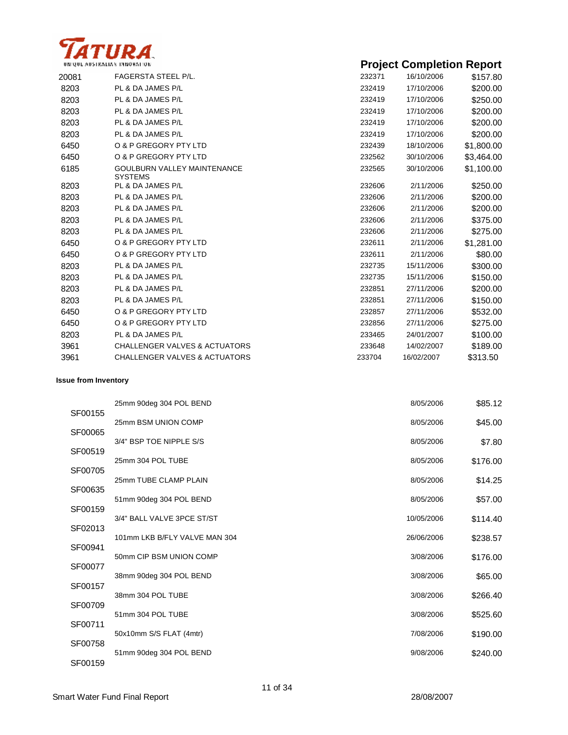# TATURA

UNIQUE AUSTRALIAN INNOVATION

## Project Completion Report

| | | | | |
|---|---|---|---|---|
| 20081 | FAGERSTA STEEL P/L. | 232371 | 16/10/2006 | $157.80 |
| 8203 | PL & DA JAMES P/L | 232419 | 17/10/2006 | $200.00 |
| 8203 | PL & DA JAMES P/L | 232419 | 17/10/2006 | $250.00 |
| 8203 | PL & DA JAMES P/L | 232419 | 17/10/2006 | $200.00 |
| 8203 | PL & DA JAMES P/L | 232419 | 17/10/2006 | $200.00 |
| 8203 | PL & DA JAMES P/L | 232419 | 17/10/2006 | $200.00 |
| 6450 | O & P GREGORY PTY LTD | 232439 | 18/10/2006 | $1,800.00 |
| 6450 | O & P GREGORY PTY LTD | 232562 | 30/10/2006 | $3,464.00 |
| 6185 | GOULBURN VALLEY MAINTENANCE SYSTEMS | 232565 | 30/10/2006 | $1,100.00 |
| 8203 | PL & DA JAMES P/L | 232606 | 2/11/2006 | $250.00 |
| 8203 | PL & DA JAMES P/L | 232606 | 2/11/2006 | $200.00 |
| 8203 | PL & DA JAMES P/L | 232606 | 2/11/2006 | $200.00 |
| 8203 | PL & DA JAMES P/L | 232606 | 2/11/2006 | $375.00 |
| 8203 | PL & DA JAMES P/L | 232606 | 2/11/2006 | $275.00 |
| 6450 | O & P GREGORY PTY LTD | 232611 | 2/11/2006 | $1,281.00 |
| 6450 | O & P GREGORY PTY LTD | 232611 | 2/11/2006 | $80.00 |
| 8203 | PL & DA JAMES P/L | 232735 | 15/11/2006 | $300.00 |
| 8203 | PL & DA JAMES P/L | 232735 | 15/11/2006 | $150.00 |
| 8203 | PL & DA JAMES P/L | 232851 | 27/11/2006 | $200.00 |
| 8203 | PL & DA JAMES P/L | 232851 | 27/11/2006 | $150.00 |
| 6450 | O & P GREGORY PTY LTD | 232857 | 27/11/2006 | $532.00 |
| 6450 | O & P GREGORY PTY LTD | 232856 | 27/11/2006 | $275.00 |
| 8203 | PL & DA JAMES P/L | 233465 | 24/01/2007 | $100.00 |
| 3961 | CHALLENGER VALVES & ACTUATORS | 233648 | 14/02/2007 | $189.00 |
| 3961 | CHALLENGER VALVES & ACTUATORS | 233704 | 16/02/2007 | $313.50 |

**Issue from Inventory**

| | | | |
|---|---|---|---|
| SF00155 | 25mm 90deg 304 POL BEND | 8/05/2006 | $85.12 |
| SF00065 | 25mm BSM UNION COMP | 8/05/2006 | $45.00 |
| SF00519 | 3/4" BSP TOE NIPPLE S/S | 8/05/2006 | $7.80 |
| SF00705 | 25mm 304 POL TUBE | 8/05/2006 | $176.00 |
| SF00635 | 25mm TUBE CLAMP PLAIN | 8/05/2006 | $14.25 |
| SF00159 | 51mm 90deg 304 POL BEND | 8/05/2006 | $57.00 |
| SF02013 | 3/4" BALL VALVE 3PCE ST/ST | 10/05/2006 | $114.40 |
| SF00941 | 101mm LKB B/FLY VALVE MAN 304 | 26/06/2006 | $238.57 |
| SF00077 | 50mm CIP BSM UNION COMP | 3/08/2006 | $176.00 |
| SF00157 | 38mm 90deg 304 POL BEND | 3/08/2006 | $65.00 |
| SF00709 | 38mm 304 POL TUBE | 3/08/2006 | $266.40 |
| SF00711 | 51mm 304 POL TUBE | 3/08/2006 | $525.60 |
| SF00758 | 50x10mm S/S FLAT (4mtr) | 7/08/2006 | $190.00 |
| SF00159 | 51mm 90deg 304 POL BEND | 9/08/2006 | $240.00 |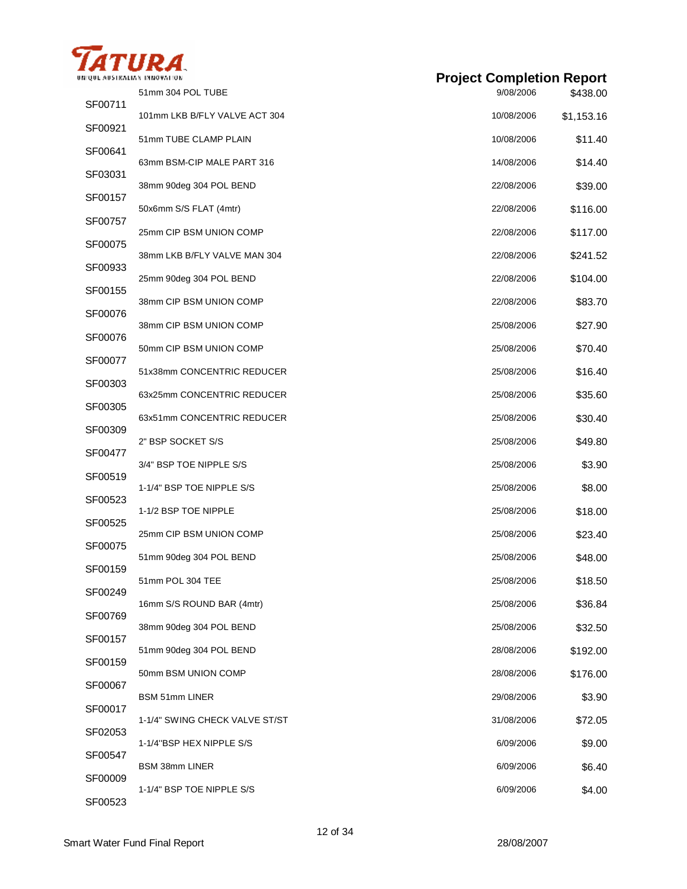| Code | Description | Date | Amount |
|---|---|---|---|
| SF00711 | 51mm 304 POL TUBE | 9/08/2006 | $438.00 |
| SF00921 | 101mm LKB B/FLY VALVE ACT 304 | 10/08/2006 | $1,153.16 |
| SF00641 | 51mm TUBE CLAMP PLAIN | 10/08/2006 | $11.40 |
| SF03031 | 63mm BSM-CIP MALE PART 316 | 14/08/2006 | $14.40 |
| SF00157 | 38mm 90deg 304 POL BEND | 22/08/2006 | $39.00 |
| SF00757 | 50x6mm S/S FLAT (4mtr) | 22/08/2006 | $116.00 |
| SF00075 | 25mm CIP BSM UNION COMP | 22/08/2006 | $117.00 |
| SF00933 | 38mm LKB B/FLY VALVE MAN 304 | 22/08/2006 | $241.52 |
| SF00155 | 25mm 90deg 304 POL BEND | 22/08/2006 | $104.00 |
| SF00076 | 38mm CIP BSM UNION COMP | 22/08/2006 | $83.70 |
| SF00076 | 38mm CIP BSM UNION COMP | 25/08/2006 | $27.90 |
| SF00077 | 50mm CIP BSM UNION COMP | 25/08/2006 | $70.40 |
| SF00303 | 51x38mm CONCENTRIC REDUCER | 25/08/2006 | $16.40 |
| SF00305 | 63x25mm CONCENTRIC REDUCER | 25/08/2006 | $35.60 |
| SF00309 | 63x51mm CONCENTRIC REDUCER | 25/08/2006 | $30.40 |
| SF00477 | 2" BSP SOCKET S/S | 25/08/2006 | $49.80 |
| SF00519 | 3/4" BSP TOE NIPPLE S/S | 25/08/2006 | $3.90 |
| SF00523 | 1-1/4" BSP TOE NIPPLE S/S | 25/08/2006 | $8.00 |
| SF00525 | 1-1/2 BSP TOE NIPPLE | 25/08/2006 | $18.00 |
| SF00075 | 25mm CIP BSM UNION COMP | 25/08/2006 | $23.40 |
| SF00159 | 51mm 90deg 304 POL BEND | 25/08/2006 | $48.00 |
| SF00249 | 51mm POL 304 TEE | 25/08/2006 | $18.50 |
| SF00769 | 16mm S/S ROUND BAR (4mtr) | 25/08/2006 | $36.84 |
| SF00157 | 38mm 90deg 304 POL BEND | 25/08/2006 | $32.50 |
| SF00159 | 51mm 90deg 304 POL BEND | 28/08/2006 | $192.00 |
| SF00067 | 50mm BSM UNION COMP | 28/08/2006 | $176.00 |
| SF00017 | BSM 51mm LINER | 29/08/2006 | $3.90 |
| SF02053 | 1-1/4" SWING CHECK VALVE ST/ST | 31/08/2006 | $72.05 |
| SF00547 | 1-1/4"BSP HEX NIPPLE S/S | 6/09/2006 | $9.00 |
| SF00009 | BSM 38mm LINER | 6/09/2006 | $6.40 |
| SF00523 | 1-1/4" BSP TOE NIPPLE S/S | 6/09/2006 | $4.00 |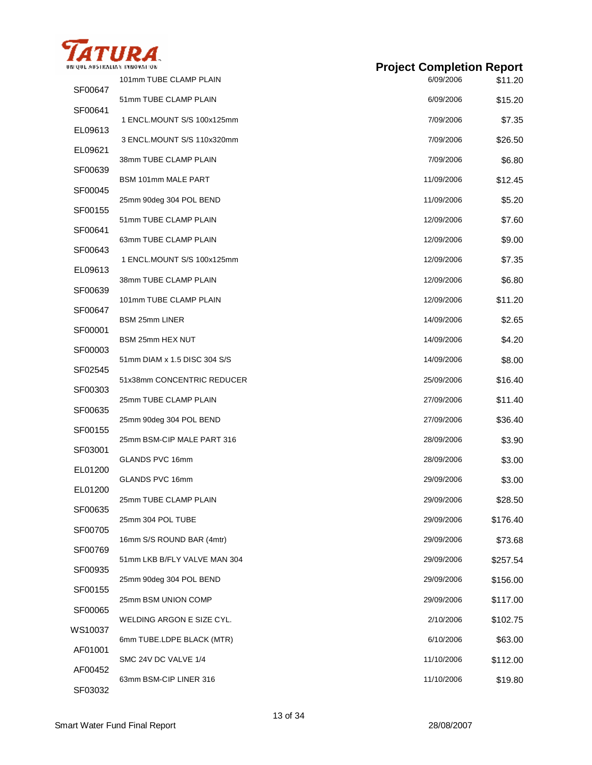## Project Completion Report

| Code | Description | Date | Amount |
|---|---|---|---|
| SF00647 | 101mm TUBE CLAMP PLAIN | 6/09/2006 | $11.20 |
| SF00641 | 51mm TUBE CLAMP PLAIN | 6/09/2006 | $15.20 |
| EL09613 | 1 ENCL.MOUNT S/S 100x125mm | 7/09/2006 | $7.35 |
| EL09621 | 3 ENCL.MOUNT S/S 110x320mm | 7/09/2006 | $26.50 |
| SF00639 | 38mm TUBE CLAMP PLAIN | 7/09/2006 | $6.80 |
| SF00045 | BSM 101mm MALE PART | 11/09/2006 | $12.45 |
| SF00155 | 25mm 90deg 304 POL BEND | 11/09/2006 | $5.20 |
| SF00641 | 51mm TUBE CLAMP PLAIN | 12/09/2006 | $7.60 |
| SF00643 | 63mm TUBE CLAMP PLAIN | 12/09/2006 | $9.00 |
| EL09613 | 1 ENCL.MOUNT S/S 100x125mm | 12/09/2006 | $7.35 |
| SF00639 | 38mm TUBE CLAMP PLAIN | 12/09/2006 | $6.80 |
| SF00647 | 101mm TUBE CLAMP PLAIN | 12/09/2006 | $11.20 |
| SF00001 | BSM 25mm LINER | 14/09/2006 | $2.65 |
| SF00003 | BSM 25mm HEX NUT | 14/09/2006 | $4.20 |
| SF02545 | 51mm DIAM x 1.5 DISC 304 S/S | 14/09/2006 | $8.00 |
| SF00303 | 51x38mm CONCENTRIC REDUCER | 25/09/2006 | $16.40 |
| SF00635 | 25mm TUBE CLAMP PLAIN | 27/09/2006 | $11.40 |
| SF00155 | 25mm 90deg 304 POL BEND | 27/09/2006 | $36.40 |
| SF03001 | 25mm BSM-CIP MALE PART 316 | 28/09/2006 | $3.90 |
| EL01200 | GLANDS PVC 16mm | 28/09/2006 | $3.00 |
| EL01200 | GLANDS PVC 16mm | 29/09/2006 | $3.00 |
| SF00635 | 25mm TUBE CLAMP PLAIN | 29/09/2006 | $28.50 |
| SF00705 | 25mm 304 POL TUBE | 29/09/2006 | $176.40 |
| SF00769 | 16mm S/S ROUND BAR (4mtr) | 29/09/2006 | $73.68 |
| SF00935 | 51mm LKB B/FLY VALVE MAN 304 | 29/09/2006 | $257.54 |
| SF00155 | 25mm 90deg 304 POL BEND | 29/09/2006 | $156.00 |
| SF00065 | 25mm BSM UNION COMP | 29/09/2006 | $117.00 |
| WS10037 | WELDING ARGON E SIZE CYL. | 2/10/2006 | $102.75 |
| AF01001 | 6mm TUBE.LDPE BLACK (MTR) | 6/10/2006 | $63.00 |
| AF00452 | SMC 24V DC VALVE 1/4 | 11/10/2006 | $112.00 |
| SF03032 | 63mm BSM-CIP LINER 316 | 11/10/2006 | $19.80 |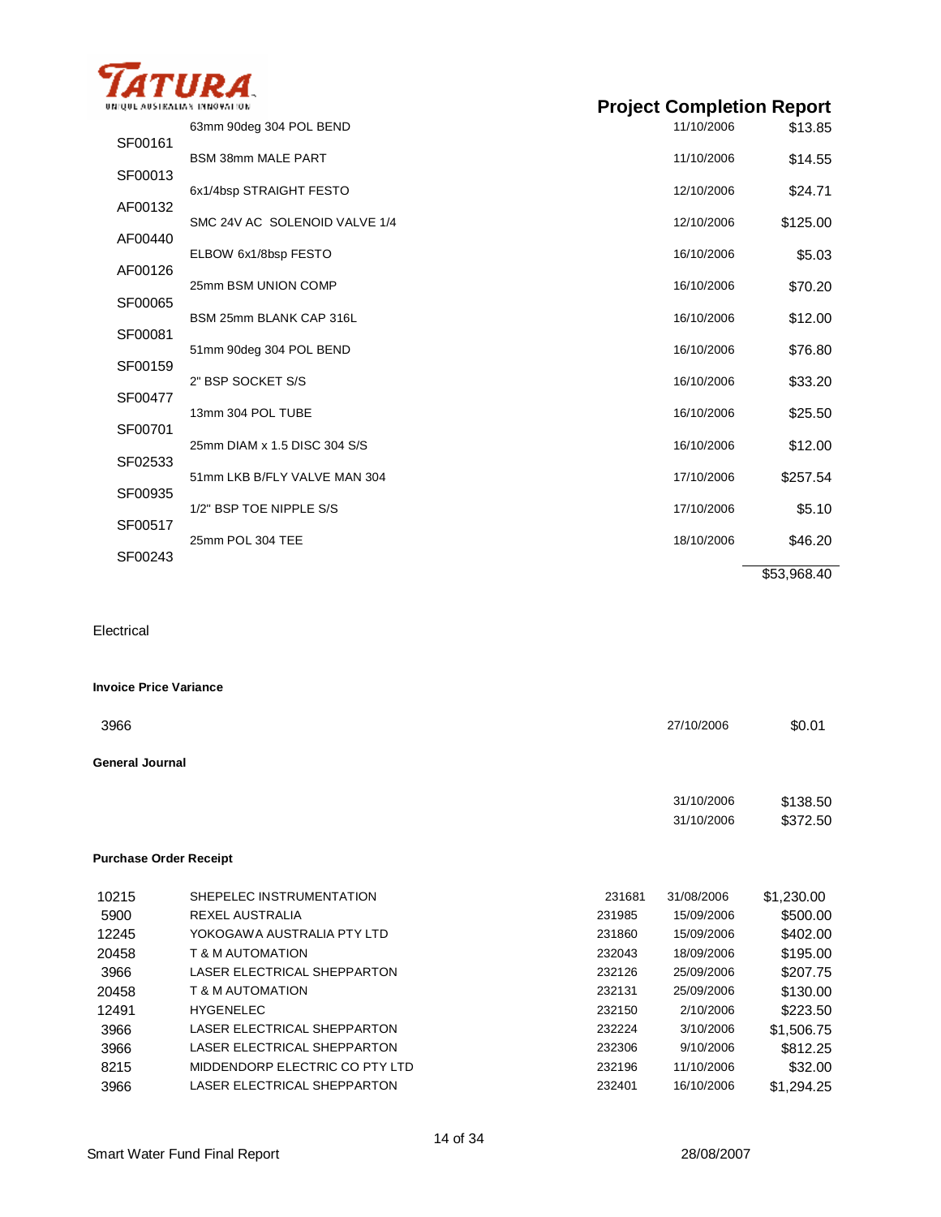| | | | | |
|---|---|---|---|---|
| | 63mm 90deg 304 POL BEND | | 11/10/2006 | $13.85 |
| SF00161 | BSM 38mm MALE PART | | 11/10/2006 | $14.55 |
| SF00013 | 6x1/4bsp STRAIGHT FESTO | | 12/10/2006 | $24.71 |
| AF00132 | SMC 24V AC SOLENOID VALVE 1/4 | | 12/10/2006 | $125.00 |
| AF00440 | ELBOW 6x1/8bsp FESTO | | 16/10/2006 | $5.03 |
| AF00126 | 25mm BSM UNION COMP | | 16/10/2006 | $70.20 |
| SF00065 | BSM 25mm BLANK CAP 316L | | 16/10/2006 | $12.00 |
| SF00081 | 51mm 90deg 304 POL BEND | | 16/10/2006 | $76.80 |
| SF00159 | 2" BSP SOCKET S/S | | 16/10/2006 | $33.20 |
| SF00477 | 13mm 304 POL TUBE | | 16/10/2006 | $25.50 |
| SF00701 | 25mm DIAM x 1.5 DISC 304 S/S | | 16/10/2006 | $12.00 |
| SF02533 | 51mm LKB B/FLY VALVE MAN 304 | | 17/10/2006 | $257.54 |
| SF00935 | 1/2" BSP TOE NIPPLE S/S | | 17/10/2006 | $5.10 |
| SF00517 | 25mm POL 304 TEE | | 18/10/2006 | $46.20 |
| SF00243 | | | | |
| | | | | $53,968.40 |

Electrical

**Invoice Price Variance**

| | | | | |
|---|---|---|---|---|
| 3966 | | | 27/10/2006 | $0.01 |

**General Journal**

| | | | | |
|---|---|---|---|---|
| | | | 31/10/2006 | $138.50 |
| | | | 31/10/2006 | $372.50 |

**Purchase Order Receipt**

| | | | | |
|---|---|---|---|---|
| 10215 | SHEPELEC INSTRUMENTATION | 231681 | 31/08/2006 | $1,230.00 |
| 5900 | REXEL AUSTRALIA | 231985 | 15/09/2006 | $500.00 |
| 12245 | YOKOGAWA AUSTRALIA PTY LTD | 231860 | 15/09/2006 | $402.00 |
| 20458 | T & M AUTOMATION | 232043 | 18/09/2006 | $195.00 |
| 3966 | LASER ELECTRICAL SHEPPARTON | 232126 | 25/09/2006 | $207.75 |
| 20458 | T & M AUTOMATION | 232131 | 25/09/2006 | $130.00 |
| 12491 | HYGENELEC | 232150 | 2/10/2006 | $223.50 |
| 3966 | LASER ELECTRICAL SHEPPARTON | 232224 | 3/10/2006 | $1,506.75 |
| 3966 | LASER ELECTRICAL SHEPPARTON | 232306 | 9/10/2006 | $812.25 |
| 8215 | MIDDENDORP ELECTRIC CO PTY LTD | 232196 | 11/10/2006 | $32.00 |
| 3966 | LASER ELECTRICAL SHEPPARTON | 232401 | 16/10/2006 | $1,294.25 |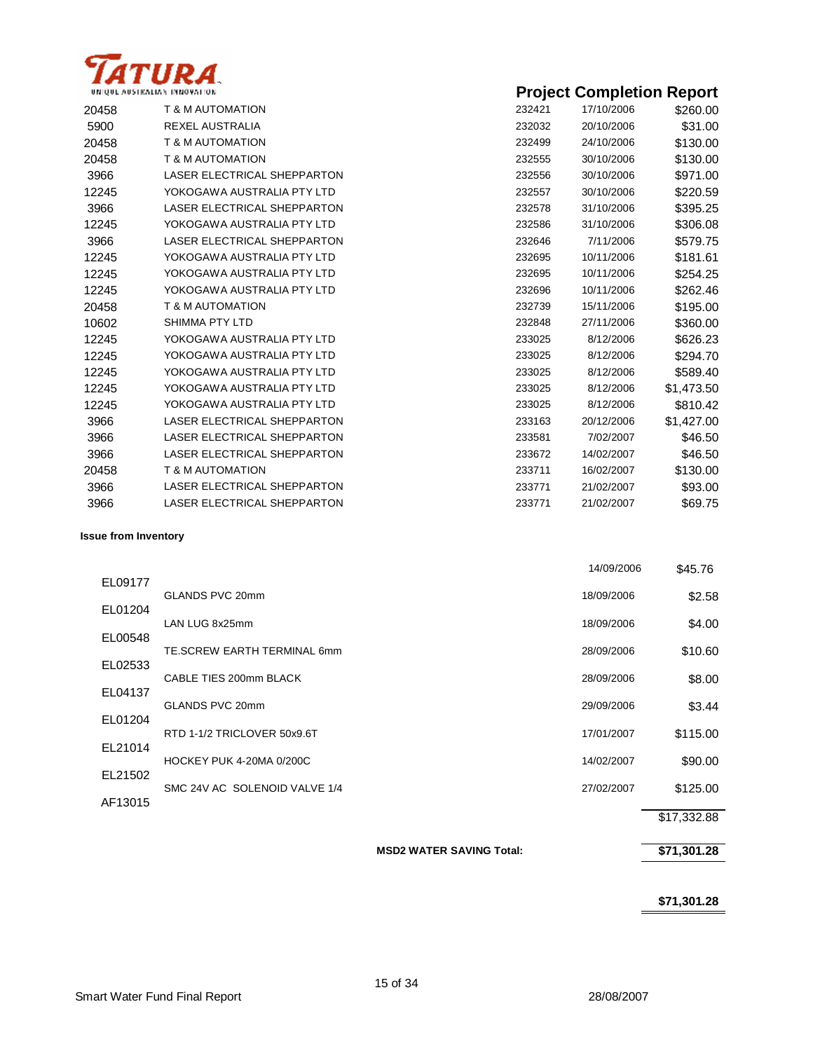| | | | | |
|---|---|---|---|---|
| 20458 | T & M AUTOMATION | 232421 | 17/10/2006 | $260.00 |
| 5900 | REXEL AUSTRALIA | 232032 | 20/10/2006 | $31.00 |
| 20458 | T & M AUTOMATION | 232499 | 24/10/2006 | $130.00 |
| 20458 | T & M AUTOMATION | 232555 | 30/10/2006 | $130.00 |
| 3966 | LASER ELECTRICAL SHEPPARTON | 232556 | 30/10/2006 | $971.00 |
| 12245 | YOKOGAWA AUSTRALIA PTY LTD | 232557 | 30/10/2006 | $220.59 |
| 3966 | LASER ELECTRICAL SHEPPARTON | 232578 | 31/10/2006 | $395.25 |
| 12245 | YOKOGAWA AUSTRALIA PTY LTD | 232586 | 31/10/2006 | $306.08 |
| 3966 | LASER ELECTRICAL SHEPPARTON | 232646 | 7/11/2006 | $579.75 |
| 12245 | YOKOGAWA AUSTRALIA PTY LTD | 232695 | 10/11/2006 | $181.61 |
| 12245 | YOKOGAWA AUSTRALIA PTY LTD | 232695 | 10/11/2006 | $254.25 |
| 12245 | YOKOGAWA AUSTRALIA PTY LTD | 232696 | 10/11/2006 | $262.46 |
| 20458 | T & M AUTOMATION | 232739 | 15/11/2006 | $195.00 |
| 10602 | SHIMMA PTY LTD | 232848 | 27/11/2006 | $360.00 |
| 12245 | YOKOGAWA AUSTRALIA PTY LTD | 233025 | 8/12/2006 | $626.23 |
| 12245 | YOKOGAWA AUSTRALIA PTY LTD | 233025 | 8/12/2006 | $294.70 |
| 12245 | YOKOGAWA AUSTRALIA PTY LTD | 233025 | 8/12/2006 | $589.40 |
| 12245 | YOKOGAWA AUSTRALIA PTY LTD | 233025 | 8/12/2006 | $1,473.50 |
| 12245 | YOKOGAWA AUSTRALIA PTY LTD | 233025 | 8/12/2006 | $810.42 |
| 3966 | LASER ELECTRICAL SHEPPARTON | 233163 | 20/12/2006 | $1,427.00 |
| 3966 | LASER ELECTRICAL SHEPPARTON | 233581 | 7/02/2007 | $46.50 |
| 3966 | LASER ELECTRICAL SHEPPARTON | 233672 | 14/02/2007 | $46.50 |
| 20458 | T & M AUTOMATION | 233711 | 16/02/2007 | $130.00 |
| 3966 | LASER ELECTRICAL SHEPPARTON | 233771 | 21/02/2007 | $93.00 |
| 3966 | LASER ELECTRICAL SHEPPARTON | 233771 | 21/02/2007 | $69.75 |

**Issue from Inventory**

| | | | |
|---|---|---|---|
| EL09177 | | 14/09/2006 | $45.76 |
| EL01204 | GLANDS PVC 20mm | 18/09/2006 | $2.58 |
| EL00548 | LAN LUG 8x25mm | 18/09/2006 | $4.00 |
| EL02533 | TE.SCREW EARTH TERMINAL 6mm | 28/09/2006 | $10.60 |
| EL04137 | CABLE TIES 200mm BLACK | 28/09/2006 | $8.00 |
| EL01204 | GLANDS PVC 20mm | 29/09/2006 | $3.44 |
| EL21014 | RTD 1-1/2 TRICLOVER 50x9.6T | 17/01/2007 | $115.00 |
| EL21502 | HOCKEY PUK 4-20MA 0/200C | 14/02/2007 | $90.00 |
| AF13015 | SMC 24V AC SOLENOID VALVE 1/4 | 27/02/2007 | $125.00 |
| | | | $17,332.88 |

**MSD2 WATER SAVING Total:** **$71,301.28**

**$71,301.28**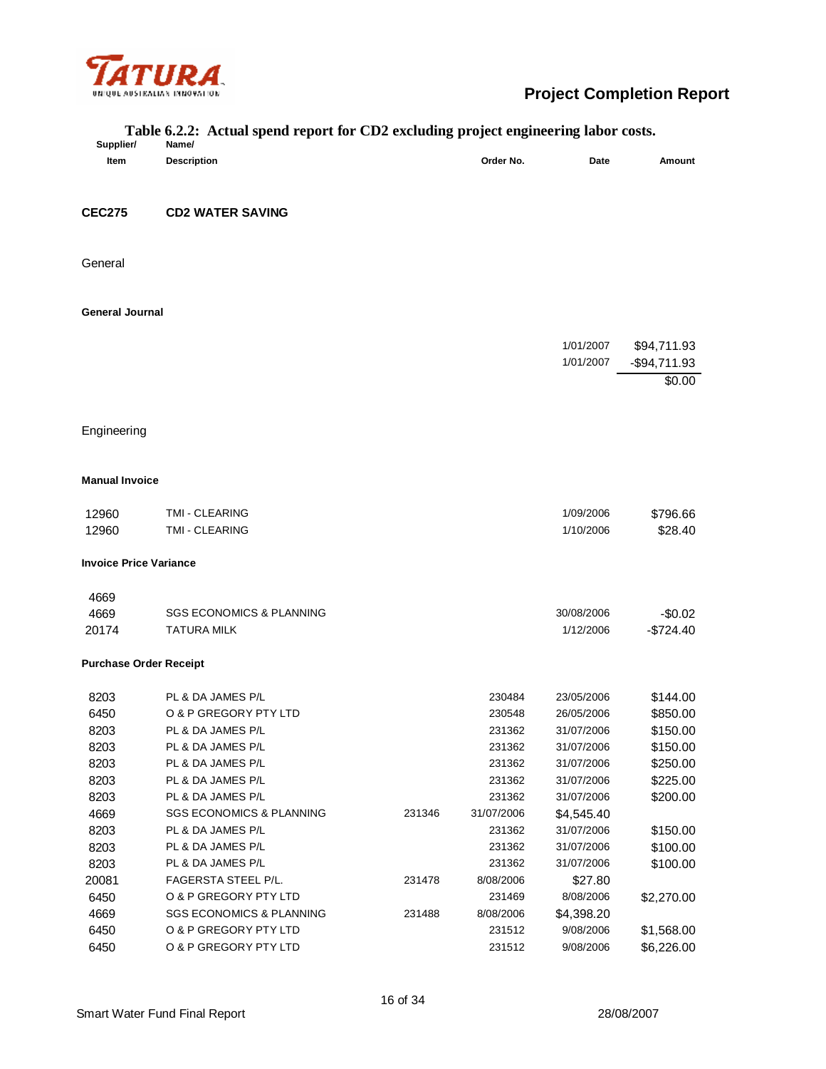**Table 6.2.2: Actual spend report for CD2 excluding project engineering labor costs.**

| Supplier/ Item | Name/ Description | | Order No. | Date | Amount |
|---|---|---|---|---|---|
| **CEC275** | **CD2 WATER SAVING** | | | | |
| General | | | | | |
| **General Journal** | | | | | |
| | | | | 1/01/2007 | $94,711.93 |
| | | | | 1/01/2007 | -$94,711.93 |
| | | | | | $0.00 |
| Engineering | | | | | |
| **Manual Invoice** | | | | | |
| 12960 | TMI - CLEARING | | | 1/09/2006 | $796.66 |
| 12960 | TMI - CLEARING | | | 1/10/2006 | $28.40 |
| **Invoice Price Variance** | | | | | |
| 4669 | | | | | |
| 4669 | SGS ECONOMICS & PLANNING | | | 30/08/2006 | -$0.02 |
| 20174 | TATURA MILK | | | 1/12/2006 | -$724.40 |
| **Purchase Order Receipt** | | | | | |
| 8203 | PL & DA JAMES P/L | | 230484 | 23/05/2006 | $144.00 |
| 6450 | O & P GREGORY PTY LTD | | 230548 | 26/05/2006 | $850.00 |
| 8203 | PL & DA JAMES P/L | | 231362 | 31/07/2006 | $150.00 |
| 8203 | PL & DA JAMES P/L | | 231362 | 31/07/2006 | $150.00 |
| 8203 | PL & DA JAMES P/L | | 231362 | 31/07/2006 | $250.00 |
| 8203 | PL & DA JAMES P/L | | 231362 | 31/07/2006 | $225.00 |
| 8203 | PL & DA JAMES P/L | | 231362 | 31/07/2006 | $200.00 |
| 4669 | SGS ECONOMICS & PLANNING | 231346 | 31/07/2006 | $4,545.40 | |
| 8203 | PL & DA JAMES P/L | | 231362 | 31/07/2006 | $150.00 |
| 8203 | PL & DA JAMES P/L | | 231362 | 31/07/2006 | $100.00 |
| 8203 | PL & DA JAMES P/L | | 231362 | 31/07/2006 | $100.00 |
| 20081 | FAGERSTA STEEL P/L. | 231478 | 8/08/2006 | $27.80 | |
| 6450 | O & P GREGORY PTY LTD | | 231469 | 8/08/2006 | $2,270.00 |
| 4669 | SGS ECONOMICS & PLANNING | 231488 | 8/08/2006 | $4,398.20 | |
| 6450 | O & P GREGORY PTY LTD | | 231512 | 9/08/2006 | $1,568.00 |
| 6450 | O & P GREGORY PTY LTD | | 231512 | 9/08/2006 | $6,226.00 |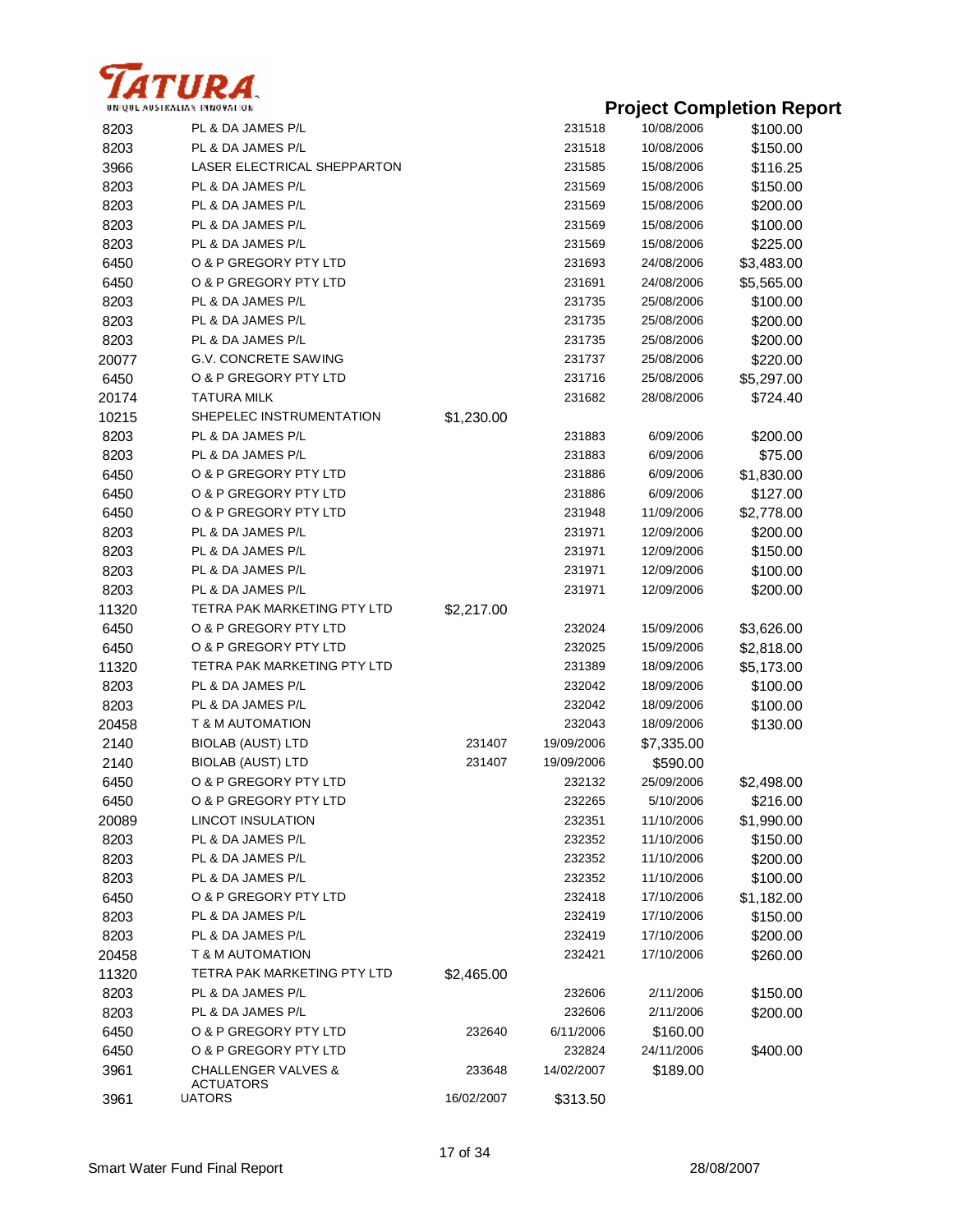| | | | | | |
|---|---|---|---|---|---|
| 8203 | PL & DA JAMES P/L | | 231518 | 10/08/2006 | $100.00 |
| 8203 | PL & DA JAMES P/L | | 231518 | 10/08/2006 | $150.00 |
| 3966 | LASER ELECTRICAL SHEPPARTON | | 231585 | 15/08/2006 | $116.25 |
| 8203 | PL & DA JAMES P/L | | 231569 | 15/08/2006 | $150.00 |
| 8203 | PL & DA JAMES P/L | | 231569 | 15/08/2006 | $200.00 |
| 8203 | PL & DA JAMES P/L | | 231569 | 15/08/2006 | $100.00 |
| 8203 | PL & DA JAMES P/L | | 231569 | 15/08/2006 | $225.00 |
| 6450 | O & P GREGORY PTY LTD | | 231693 | 24/08/2006 | $3,483.00 |
| 6450 | O & P GREGORY PTY LTD | | 231691 | 24/08/2006 | $5,565.00 |
| 8203 | PL & DA JAMES P/L | | 231735 | 25/08/2006 | $100.00 |
| 8203 | PL & DA JAMES P/L | | 231735 | 25/08/2006 | $200.00 |
| 8203 | PL & DA JAMES P/L | | 231735 | 25/08/2006 | $200.00 |
| 20077 | G.V. CONCRETE SAWING | | 231737 | 25/08/2006 | $220.00 |
| 6450 | O & P GREGORY PTY LTD | | 231716 | 25/08/2006 | $5,297.00 |
| 20174 | TATURA MILK | | 231682 | 28/08/2006 | $724.40 |
| 10215 | SHEPELEC INSTRUMENTATION | $1,230.00 | | | |
| 8203 | PL & DA JAMES P/L | | 231883 | 6/09/2006 | $200.00 |
| 8203 | PL & DA JAMES P/L | | 231883 | 6/09/2006 | $75.00 |
| 6450 | O & P GREGORY PTY LTD | | 231886 | 6/09/2006 | $1,830.00 |
| 6450 | O & P GREGORY PTY LTD | | 231886 | 6/09/2006 | $127.00 |
| 6450 | O & P GREGORY PTY LTD | | 231948 | 11/09/2006 | $2,778.00 |
| 8203 | PL & DA JAMES P/L | | 231971 | 12/09/2006 | $200.00 |
| 8203 | PL & DA JAMES P/L | | 231971 | 12/09/2006 | $150.00 |
| 8203 | PL & DA JAMES P/L | | 231971 | 12/09/2006 | $100.00 |
| 8203 | PL & DA JAMES P/L | | 231971 | 12/09/2006 | $200.00 |
| 11320 | TETRA PAK MARKETING PTY LTD | $2,217.00 | | | |
| 6450 | O & P GREGORY PTY LTD | | 232024 | 15/09/2006 | $3,626.00 |
| 6450 | O & P GREGORY PTY LTD | | 232025 | 15/09/2006 | $2,818.00 |
| 11320 | TETRA PAK MARKETING PTY LTD | | 231389 | 18/09/2006 | $5,173.00 |
| 8203 | PL & DA JAMES P/L | | 232042 | 18/09/2006 | $100.00 |
| 8203 | PL & DA JAMES P/L | | 232042 | 18/09/2006 | $100.00 |
| 20458 | T & M AUTOMATION | | 232043 | 18/09/2006 | $130.00 |
| 2140 | BIOLAB (AUST) LTD | 231407 | 19/09/2006 | $7,335.00 | |
| 2140 | BIOLAB (AUST) LTD | 231407 | 19/09/2006 | $590.00 | |
| 6450 | O & P GREGORY PTY LTD | | 232132 | 25/09/2006 | $2,498.00 |
| 6450 | O & P GREGORY PTY LTD | | 232265 | 5/10/2006 | $216.00 |
| 20089 | LINCOT INSULATION | | 232351 | 11/10/2006 | $1,990.00 |
| 8203 | PL & DA JAMES P/L | | 232352 | 11/10/2006 | $150.00 |
| 8203 | PL & DA JAMES P/L | | 232352 | 11/10/2006 | $200.00 |
| 8203 | PL & DA JAMES P/L | | 232352 | 11/10/2006 | $100.00 |
| 6450 | O & P GREGORY PTY LTD | | 232418 | 17/10/2006 | $1,182.00 |
| 8203 | PL & DA JAMES P/L | | 232419 | 17/10/2006 | $150.00 |
| 8203 | PL & DA JAMES P/L | | 232419 | 17/10/2006 | $200.00 |
| 20458 | T & M AUTOMATION | | 232421 | 17/10/2006 | $260.00 |
| 11320 | TETRA PAK MARKETING PTY LTD | $2,465.00 | | | |
| 8203 | PL & DA JAMES P/L | | 232606 | 2/11/2006 | $150.00 |
| 8203 | PL & DA JAMES P/L | | 232606 | 2/11/2006 | $200.00 |
| 6450 | O & P GREGORY PTY LTD | 232640 | 6/11/2006 | $160.00 | |
| 6450 | O & P GREGORY PTY LTD | | 232824 | 24/11/2006 | $400.00 |
| 3961 | CHALLENGER VALVES & ACTUATORS | 233648 | 14/02/2007 | $189.00 | |
| 3961 | UATORS | 16/02/2007 | $313.50 | | |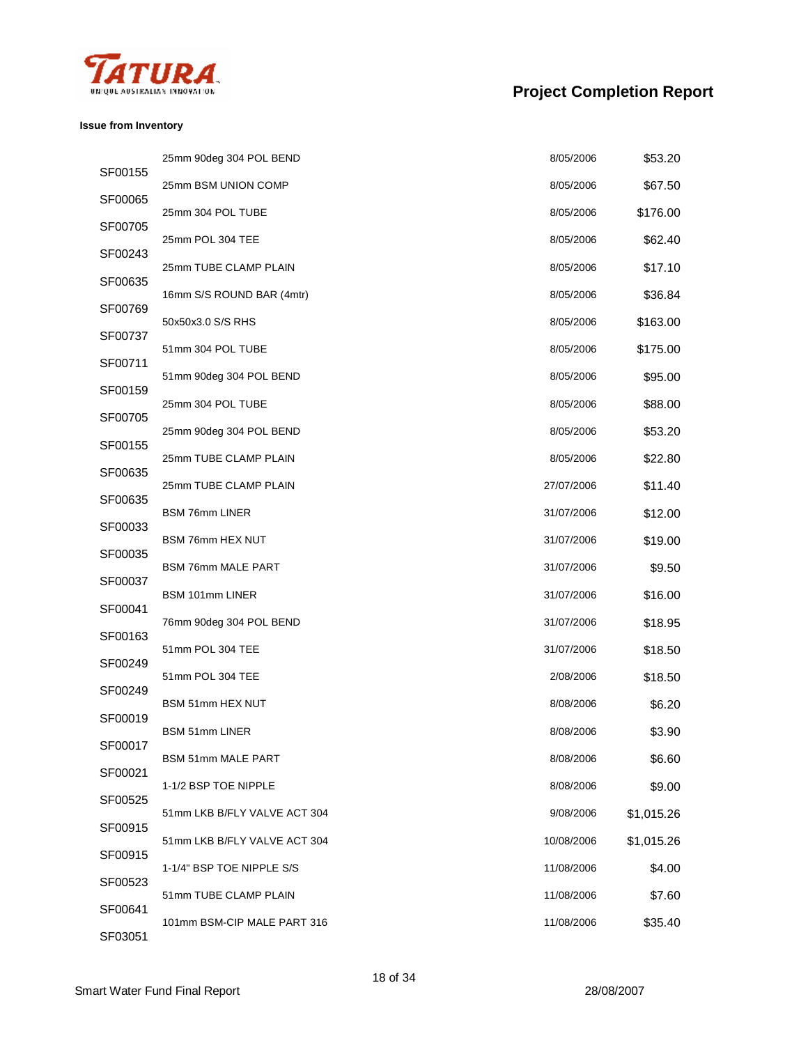**Issue from Inventory**

| Code | Description | Date | Amount |
|---|---|---|---|
| SF00155 | 25mm 90deg 304 POL BEND | 8/05/2006 | $53.20 |
| SF00065 | 25mm BSM UNION COMP | 8/05/2006 | $67.50 |
| SF00705 | 25mm 304 POL TUBE | 8/05/2006 | $176.00 |
| SF00243 | 25mm POL 304 TEE | 8/05/2006 | $62.40 |
| SF00635 | 25mm TUBE CLAMP PLAIN | 8/05/2006 | $17.10 |
| SF00769 | 16mm S/S ROUND BAR (4mtr) | 8/05/2006 | $36.84 |
| SF00737 | 50x50x3.0 S/S RHS | 8/05/2006 | $163.00 |
| SF00711 | 51mm 304 POL TUBE | 8/05/2006 | $175.00 |
| SF00159 | 51mm 90deg 304 POL BEND | 8/05/2006 | $95.00 |
| SF00705 | 25mm 304 POL TUBE | 8/05/2006 | $88.00 |
| SF00155 | 25mm 90deg 304 POL BEND | 8/05/2006 | $53.20 |
| SF00635 | 25mm TUBE CLAMP PLAIN | 8/05/2006 | $22.80 |
| SF00635 | 25mm TUBE CLAMP PLAIN | 27/07/2006 | $11.40 |
| SF00033 | BSM 76mm LINER | 31/07/2006 | $12.00 |
| SF00035 | BSM 76mm HEX NUT | 31/07/2006 | $19.00 |
| SF00037 | BSM 76mm MALE PART | 31/07/2006 | $9.50 |
| SF00041 | BSM 101mm LINER | 31/07/2006 | $16.00 |
| SF00163 | 76mm 90deg 304 POL BEND | 31/07/2006 | $18.95 |
| SF00249 | 51mm POL 304 TEE | 31/07/2006 | $18.50 |
| SF00249 | 51mm POL 304 TEE | 2/08/2006 | $18.50 |
| SF00019 | BSM 51mm HEX NUT | 8/08/2006 | $6.20 |
| SF00017 | BSM 51mm LINER | 8/08/2006 | $3.90 |
| SF00021 | BSM 51mm MALE PART | 8/08/2006 | $6.60 |
| SF00525 | 1-1/2 BSP TOE NIPPLE | 8/08/2006 | $9.00 |
| SF00915 | 51mm LKB B/FLY VALVE ACT 304 | 9/08/2006 | $1,015.26 |
| SF00915 | 51mm LKB B/FLY VALVE ACT 304 | 10/08/2006 | $1,015.26 |
| SF00523 | 1-1/4" BSP TOE NIPPLE S/S | 11/08/2006 | $4.00 |
| SF00641 | 51mm TUBE CLAMP PLAIN | 11/08/2006 | $7.60 |
| SF03051 | 101mm BSM-CIP MALE PART 316 | 11/08/2006 | $35.40 |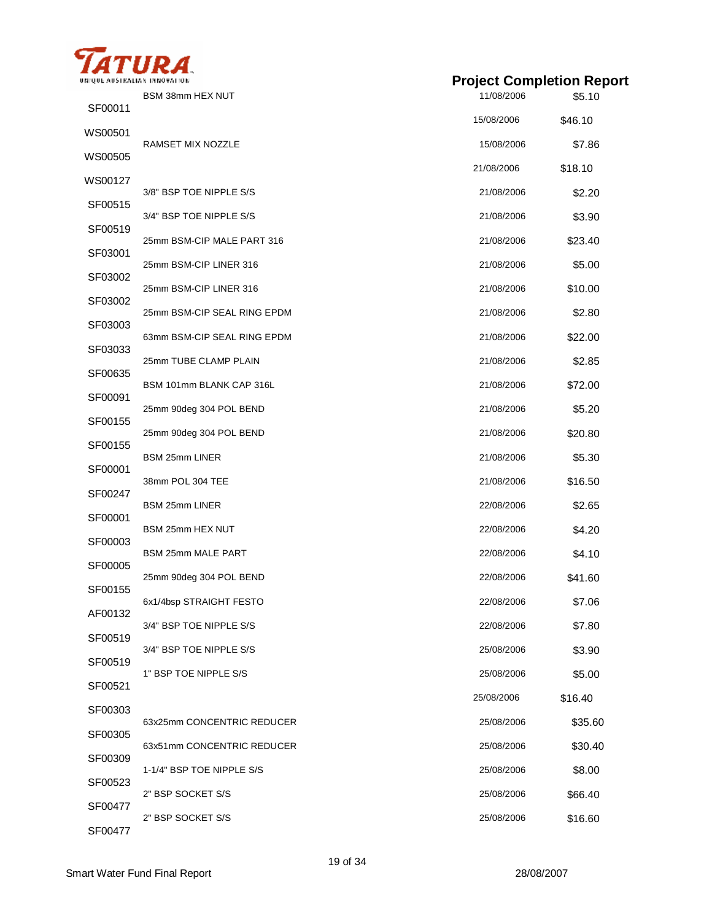| | | | |
|---|---|---|---|
| SF00011 | BSM 38mm HEX NUT | 11/08/2006 | $5.10 |
| WS00501 | | 15/08/2006 | $46.10 |
| WS00505 | RAMSET MIX NOZZLE | 15/08/2006 | $7.86 |
| WS00127 | | 21/08/2006 | $18.10 |
| SF00515 | 3/8" BSP TOE NIPPLE S/S | 21/08/2006 | $2.20 |
| SF00519 | 3/4" BSP TOE NIPPLE S/S | 21/08/2006 | $3.90 |
| SF03001 | 25mm BSM-CIP MALE PART 316 | 21/08/2006 | $23.40 |
| SF03002 | 25mm BSM-CIP LINER 316 | 21/08/2006 | $5.00 |
| SF03002 | 25mm BSM-CIP LINER 316 | 21/08/2006 | $10.00 |
| SF03003 | 25mm BSM-CIP SEAL RING EPDM | 21/08/2006 | $2.80 |
| SF03033 | 63mm BSM-CIP SEAL RING EPDM | 21/08/2006 | $22.00 |
| SF00635 | 25mm TUBE CLAMP PLAIN | 21/08/2006 | $2.85 |
| SF00091 | BSM 101mm BLANK CAP 316L | 21/08/2006 | $72.00 |
| SF00155 | 25mm 90deg 304 POL BEND | 21/08/2006 | $5.20 |
| SF00155 | 25mm 90deg 304 POL BEND | 21/08/2006 | $20.80 |
| SF00001 | BSM 25mm LINER | 21/08/2006 | $5.30 |
| SF00247 | 38mm POL 304 TEE | 21/08/2006 | $16.50 |
| SF00001 | BSM 25mm LINER | 22/08/2006 | $2.65 |
| SF00003 | BSM 25mm HEX NUT | 22/08/2006 | $4.20 |
| SF00005 | BSM 25mm MALE PART | 22/08/2006 | $4.10 |
| SF00155 | 25mm 90deg 304 POL BEND | 22/08/2006 | $41.60 |
| AF00132 | 6x1/4bsp STRAIGHT FESTO | 22/08/2006 | $7.06 |
| SF00519 | 3/4" BSP TOE NIPPLE S/S | 22/08/2006 | $7.80 |
| SF00519 | 3/4" BSP TOE NIPPLE S/S | 25/08/2006 | $3.90 |
| SF00521 | 1" BSP TOE NIPPLE S/S | 25/08/2006 | $5.00 |
| SF00303 | | 25/08/2006 | $16.40 |
| SF00305 | 63x25mm CONCENTRIC REDUCER | 25/08/2006 | $35.60 |
| SF00309 | 63x51mm CONCENTRIC REDUCER | 25/08/2006 | $30.40 |
| SF00523 | 1-1/4" BSP TOE NIPPLE S/S | 25/08/2006 | $8.00 |
| SF00477 | 2" BSP SOCKET S/S | 25/08/2006 | $66.40 |
| SF00477 | 2" BSP SOCKET S/S | 25/08/2006 | $16.60 |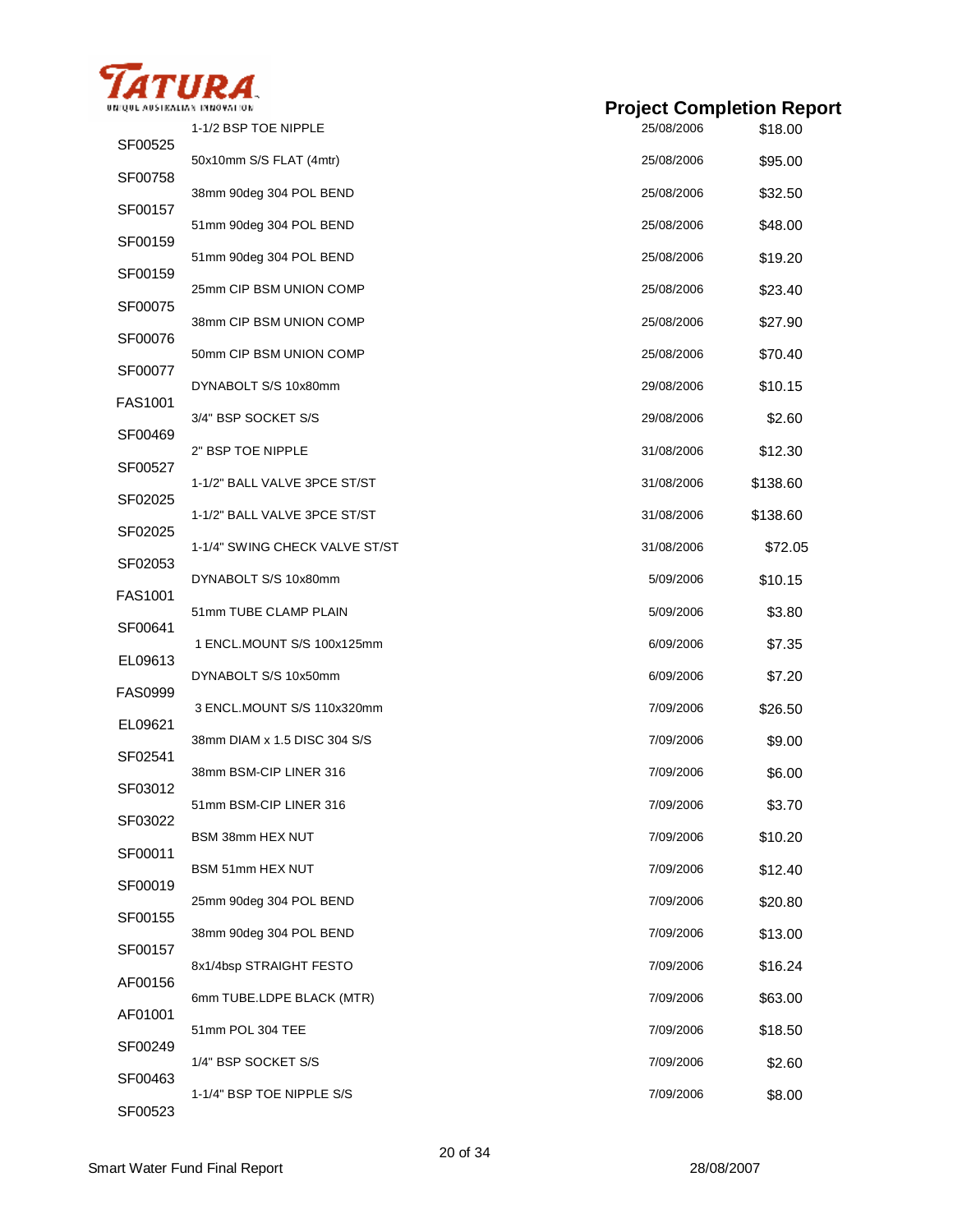# Project Completion Report

| Code | Description | Date | Amount |
|---|---|---|---|
| SF00525 | 1-1/2 BSP TOE NIPPLE | 25/08/2006 | $18.00 |
| SF00758 | 50x10mm S/S FLAT (4mtr) | 25/08/2006 | $95.00 |
| SF00157 | 38mm 90deg 304 POL BEND | 25/08/2006 | $32.50 |
| SF00159 | 51mm 90deg 304 POL BEND | 25/08/2006 | $48.00 |
| SF00159 | 51mm 90deg 304 POL BEND | 25/08/2006 | $19.20 |
| SF00075 | 25mm CIP BSM UNION COMP | 25/08/2006 | $23.40 |
| SF00076 | 38mm CIP BSM UNION COMP | 25/08/2006 | $27.90 |
| SF00077 | 50mm CIP BSM UNION COMP | 25/08/2006 | $70.40 |
| FAS1001 | DYNABOLT S/S 10x80mm | 29/08/2006 | $10.15 |
| SF00469 | 3/4" BSP SOCKET S/S | 29/08/2006 | $2.60 |
| SF00527 | 2" BSP TOE NIPPLE | 31/08/2006 | $12.30 |
| SF02025 | 1-1/2" BALL VALVE 3PCE ST/ST | 31/08/2006 | $138.60 |
| SF02025 | 1-1/2" BALL VALVE 3PCE ST/ST | 31/08/2006 | $138.60 |
| SF02053 | 1-1/4" SWING CHECK VALVE ST/ST | 31/08/2006 | $72.05 |
| FAS1001 | DYNABOLT S/S 10x80mm | 5/09/2006 | $10.15 |
| SF00641 | 51mm TUBE CLAMP PLAIN | 5/09/2006 | $3.80 |
| EL09613 | 1 ENCL.MOUNT S/S 100x125mm | 6/09/2006 | $7.35 |
| FAS0999 | DYNABOLT S/S 10x50mm | 6/09/2006 | $7.20 |
| EL09621 | 3 ENCL.MOUNT S/S 110x320mm | 7/09/2006 | $26.50 |
| SF02541 | 38mm DIAM x 1.5 DISC 304 S/S | 7/09/2006 | $9.00 |
| SF03012 | 38mm BSM-CIP LINER 316 | 7/09/2006 | $6.00 |
| SF03022 | 51mm BSM-CIP LINER 316 | 7/09/2006 | $3.70 |
| SF00011 | BSM 38mm HEX NUT | 7/09/2006 | $10.20 |
| SF00019 | BSM 51mm HEX NUT | 7/09/2006 | $12.40 |
| SF00155 | 25mm 90deg 304 POL BEND | 7/09/2006 | $20.80 |
| SF00157 | 38mm 90deg 304 POL BEND | 7/09/2006 | $13.00 |
| AF00156 | 8x1/4bsp STRAIGHT FESTO | 7/09/2006 | $16.24 |
| AF01001 | 6mm TUBE.LDPE BLACK (MTR) | 7/09/2006 | $63.00 |
| SF00249 | 51mm POL 304 TEE | 7/09/2006 | $18.50 |
| SF00463 | 1/4" BSP SOCKET S/S | 7/09/2006 | $2.60 |
| SF00523 | 1-1/4" BSP TOE NIPPLE S/S | 7/09/2006 | $8.00 |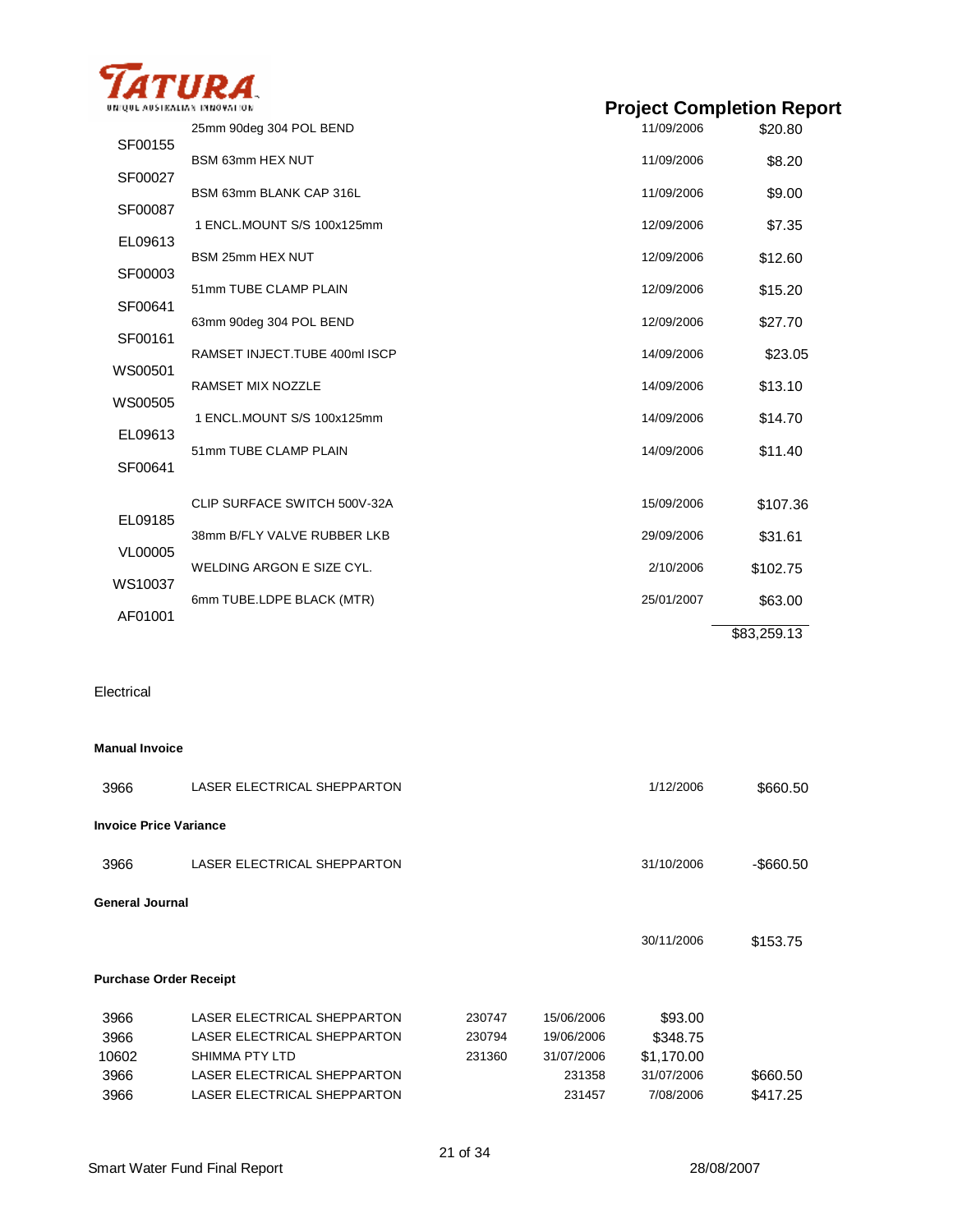| Code | Description | Date | Amount |
|---|---|---|---|
| SF00155 | 25mm 90deg 304 POL BEND | 11/09/2006 | $20.80 |
| SF00027 | BSM 63mm HEX NUT | 11/09/2006 | $8.20 |
| SF00087 | BSM 63mm BLANK CAP 316L | 11/09/2006 | $9.00 |
| EL09613 | 1 ENCL.MOUNT S/S 100x125mm | 12/09/2006 | $7.35 |
| SF00003 | BSM 25mm HEX NUT | 12/09/2006 | $12.60 |
| SF00641 | 51mm TUBE CLAMP PLAIN | 12/09/2006 | $15.20 |
| SF00161 | 63mm 90deg 304 POL BEND | 12/09/2006 | $27.70 |
| WS00501 | RAMSET INJECT.TUBE 400ml ISCP | 14/09/2006 | $23.05 |
| WS00505 | RAMSET MIX NOZZLE | 14/09/2006 | $13.10 |
| EL09613 | 1 ENCL.MOUNT S/S 100x125mm | 14/09/2006 | $14.70 |
| SF00641 | 51mm TUBE CLAMP PLAIN | 14/09/2006 | $11.40 |
| EL09185 | CLIP SURFACE SWITCH 500V-32A | 15/09/2006 | $107.36 |
| VL00005 | 38mm B/FLY VALVE RUBBER LKB | 29/09/2006 | $31.61 |
| WS10037 | WELDING ARGON E SIZE CYL. | 2/10/2006 | $102.75 |
| AF01001 | 6mm TUBE.LDPE BLACK (MTR) | 25/01/2007 | $63.00 |
| | | | $83,259.13 |

Electrical

**Manual Invoice**

| Supplier No. | Supplier | Date | Amount |
|---|---|---|---|
| 3966 | LASER ELECTRICAL SHEPPARTON | 1/12/2006 | $660.50 |

**Invoice Price Variance**

| Supplier No. | Supplier | Date | Amount |
|---|---|---|---|
| 3966 | LASER ELECTRICAL SHEPPARTON | 31/10/2006 | -$660.50 |

**General Journal**

| Date | Amount |
|---|---|
| 30/11/2006 | $153.75 |

**Purchase Order Receipt**

| Supplier No. | Supplier | | | | |
|---|---|---|---|---|---|
| 3966 | LASER ELECTRICAL SHEPPARTON | 230747 | 15/06/2006 | $93.00 | |
| 3966 | LASER ELECTRICAL SHEPPARTON | 230794 | 19/06/2006 | $348.75 | |
| 10602 | SHIMMA PTY LTD | 231360 | 31/07/2006 | $1,170.00 | |
| 3966 | LASER ELECTRICAL SHEPPARTON | | 231358 | 31/07/2006 | $660.50 |
| 3966 | LASER ELECTRICAL SHEPPARTON | | 231457 | 7/08/2006 | $417.25 |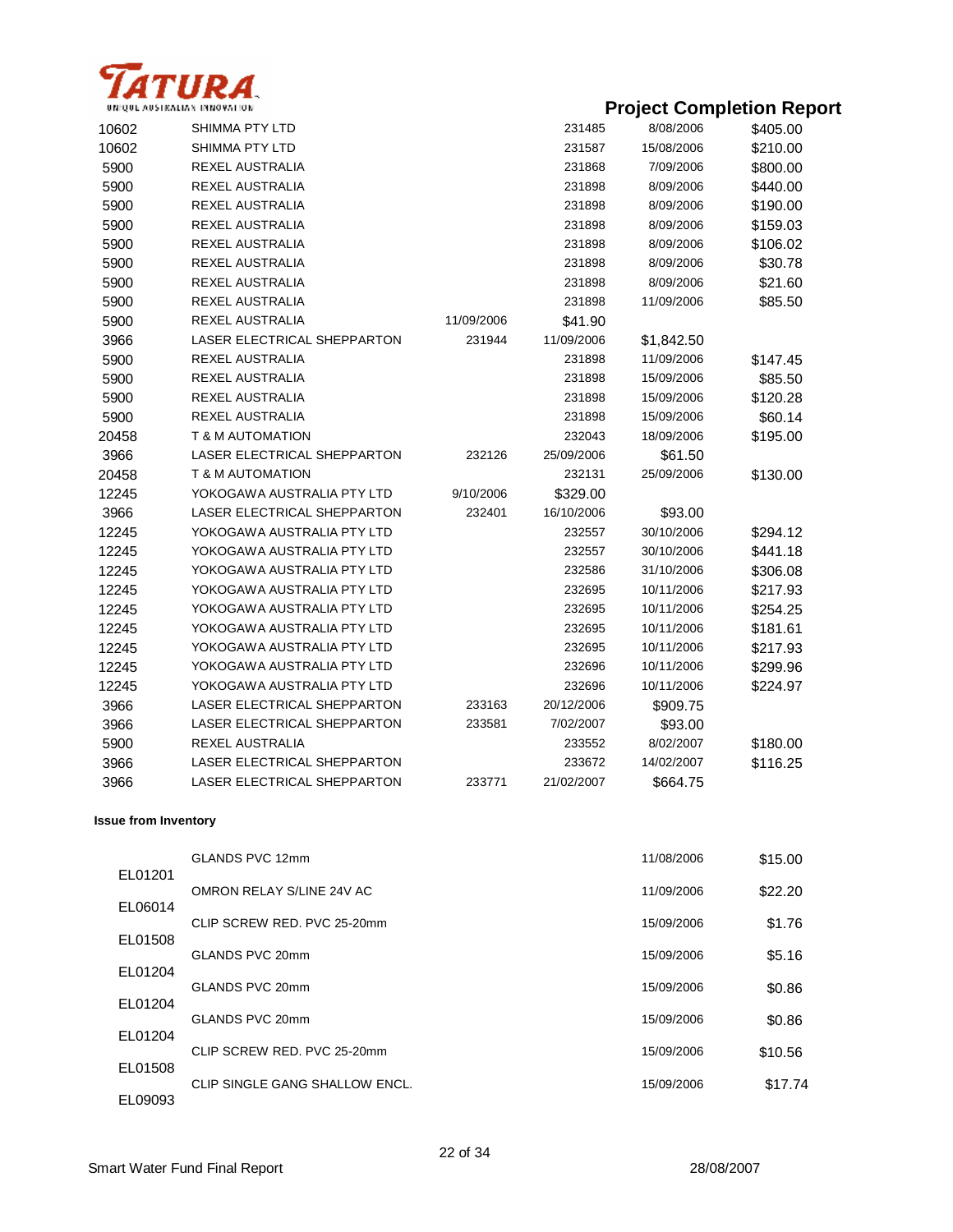| | | | | | |
|---|---|---|---|---|---|
| 10602 | SHIMMA PTY LTD | | 231485 | 8/08/2006 | $405.00 |
| 10602 | SHIMMA PTY LTD | | 231587 | 15/08/2006 | $210.00 |
| 5900 | REXEL AUSTRALIA | | 231868 | 7/09/2006 | $800.00 |
| 5900 | REXEL AUSTRALIA | | 231898 | 8/09/2006 | $440.00 |
| 5900 | REXEL AUSTRALIA | | 231898 | 8/09/2006 | $190.00 |
| 5900 | REXEL AUSTRALIA | | 231898 | 8/09/2006 | $159.03 |
| 5900 | REXEL AUSTRALIA | | 231898 | 8/09/2006 | $106.02 |
| 5900 | REXEL AUSTRALIA | | 231898 | 8/09/2006 | $30.78 |
| 5900 | REXEL AUSTRALIA | | 231898 | 8/09/2006 | $21.60 |
| 5900 | REXEL AUSTRALIA | | 231898 | 11/09/2006 | $85.50 |
| 5900 | REXEL AUSTRALIA | 11/09/2006 | $41.90 | | |
| 3966 | LASER ELECTRICAL SHEPPARTON | 231944 | 11/09/2006 | $1,842.50 | |
| 5900 | REXEL AUSTRALIA | | 231898 | 11/09/2006 | $147.45 |
| 5900 | REXEL AUSTRALIA | | 231898 | 15/09/2006 | $85.50 |
| 5900 | REXEL AUSTRALIA | | 231898 | 15/09/2006 | $120.28 |
| 5900 | REXEL AUSTRALIA | | 231898 | 15/09/2006 | $60.14 |
| 20458 | T & M AUTOMATION | | 232043 | 18/09/2006 | $195.00 |
| 3966 | LASER ELECTRICAL SHEPPARTON | 232126 | 25/09/2006 | $61.50 | |
| 20458 | T & M AUTOMATION | | 232131 | 25/09/2006 | $130.00 |
| 12245 | YOKOGAWA AUSTRALIA PTY LTD | 9/10/2006 | $329.00 | | |
| 3966 | LASER ELECTRICAL SHEPPARTON | 232401 | 16/10/2006 | $93.00 | |
| 12245 | YOKOGAWA AUSTRALIA PTY LTD | | 232557 | 30/10/2006 | $294.12 |
| 12245 | YOKOGAWA AUSTRALIA PTY LTD | | 232557 | 30/10/2006 | $441.18 |
| 12245 | YOKOGAWA AUSTRALIA PTY LTD | | 232586 | 31/10/2006 | $306.08 |
| 12245 | YOKOGAWA AUSTRALIA PTY LTD | | 232695 | 10/11/2006 | $217.93 |
| 12245 | YOKOGAWA AUSTRALIA PTY LTD | | 232695 | 10/11/2006 | $254.25 |
| 12245 | YOKOGAWA AUSTRALIA PTY LTD | | 232695 | 10/11/2006 | $181.61 |
| 12245 | YOKOGAWA AUSTRALIA PTY LTD | | 232695 | 10/11/2006 | $217.93 |
| 12245 | YOKOGAWA AUSTRALIA PTY LTD | | 232696 | 10/11/2006 | $299.96 |
| 12245 | YOKOGAWA AUSTRALIA PTY LTD | | 232696 | 10/11/2006 | $224.97 |
| 3966 | LASER ELECTRICAL SHEPPARTON | 233163 | 20/12/2006 | $909.75 | |
| 3966 | LASER ELECTRICAL SHEPPARTON | 233581 | 7/02/2007 | $93.00 | |
| 5900 | REXEL AUSTRALIA | | 233552 | 8/02/2007 | $180.00 |
| 3966 | LASER ELECTRICAL SHEPPARTON | | 233672 | 14/02/2007 | $116.25 |
| 3966 | LASER ELECTRICAL SHEPPARTON | 233771 | 21/02/2007 | $664.75 | |

**Issue from Inventory**

| | | | |
|---|---|---|---|
| EL01201 | GLANDS PVC 12mm | 11/08/2006 | $15.00 |
| EL06014 | OMRON RELAY S/LINE 24V AC | 11/09/2006 | $22.20 |
| EL01508 | CLIP SCREW RED. PVC 25-20mm | 15/09/2006 | $1.76 |
| EL01204 | GLANDS PVC 20mm | 15/09/2006 | $5.16 |
| EL01204 | GLANDS PVC 20mm | 15/09/2006 | $0.86 |
| EL01204 | GLANDS PVC 20mm | 15/09/2006 | $0.86 |
| EL01508 | CLIP SCREW RED. PVC 25-20mm | 15/09/2006 | $10.56 |
| EL09093 | CLIP SINGLE GANG SHALLOW ENCL. | 15/09/2006 | $17.74 |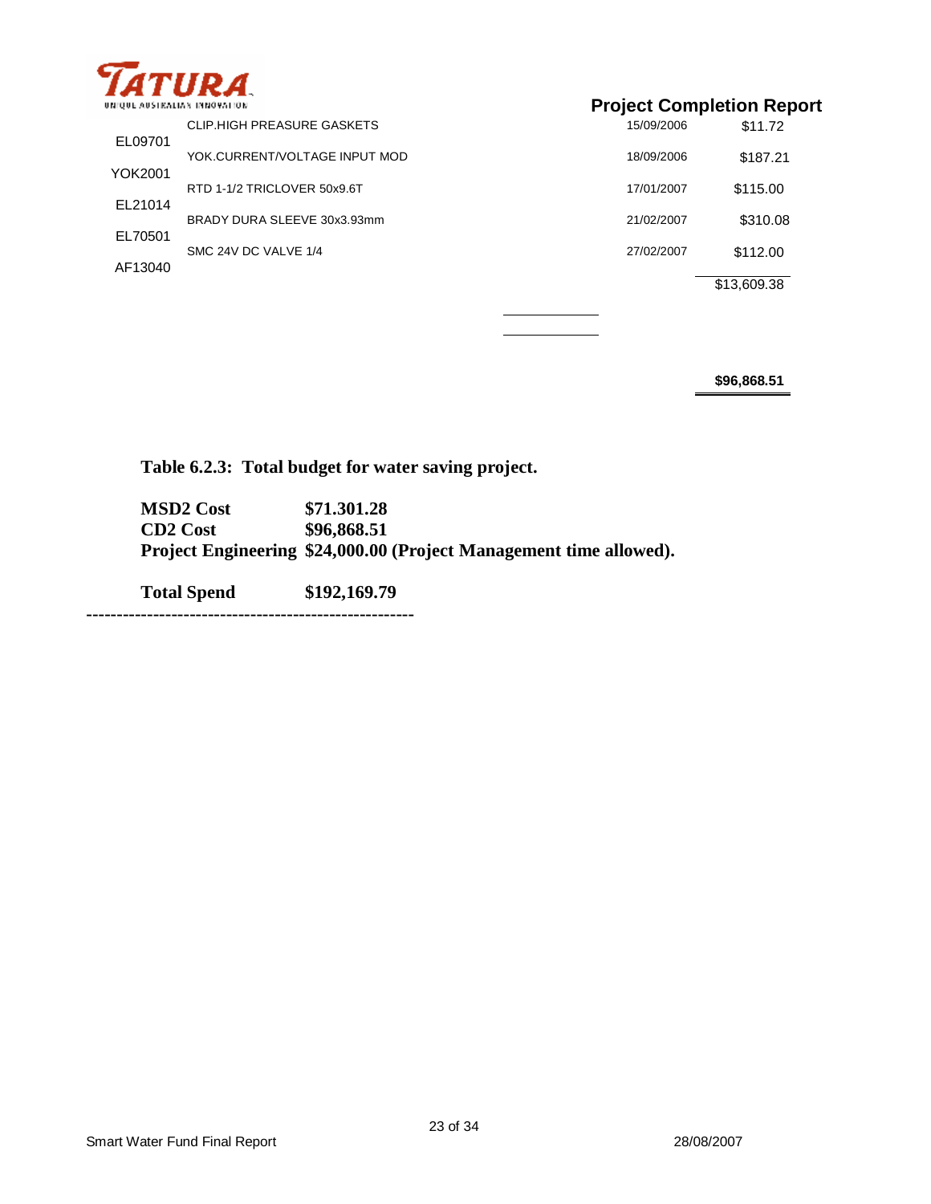**Project Completion Report**

| Code | Description | Date | Amount |
|---|---|---|---|
| EL09701 | CLIP.HIGH PREASURE GASKETS | 15/09/2006 | $11.72 |
| YOK2001 | YOK.CURRENT/VOLTAGE INPUT MOD | 18/09/2006 | $187.21 |
| EL21014 | RTD 1-1/2 TRICLOVER 50x9.6T | 17/01/2007 | $115.00 |
| EL70501 | BRADY DURA SLEEVE 30x3.93mm | 21/02/2007 | $310.08 |
| AF13040 | SMC 24V DC VALVE 1/4 | 27/02/2007 | $112.00 |
| | | | $13,609.38 |
| | | | **$96,868.51** |

**Table 6.2.3: Total budget for water saving project.**

| | |
|---|---|
| **MSD2 Cost** | **$71.301.28** |
| **CD2 Cost** | **$96,868.51** |
| **Project Engineering** | **$24,000.00 (Project Management time allowed).** |
| **Total Spend** | **$192,169.79** |

------------------------------------------------------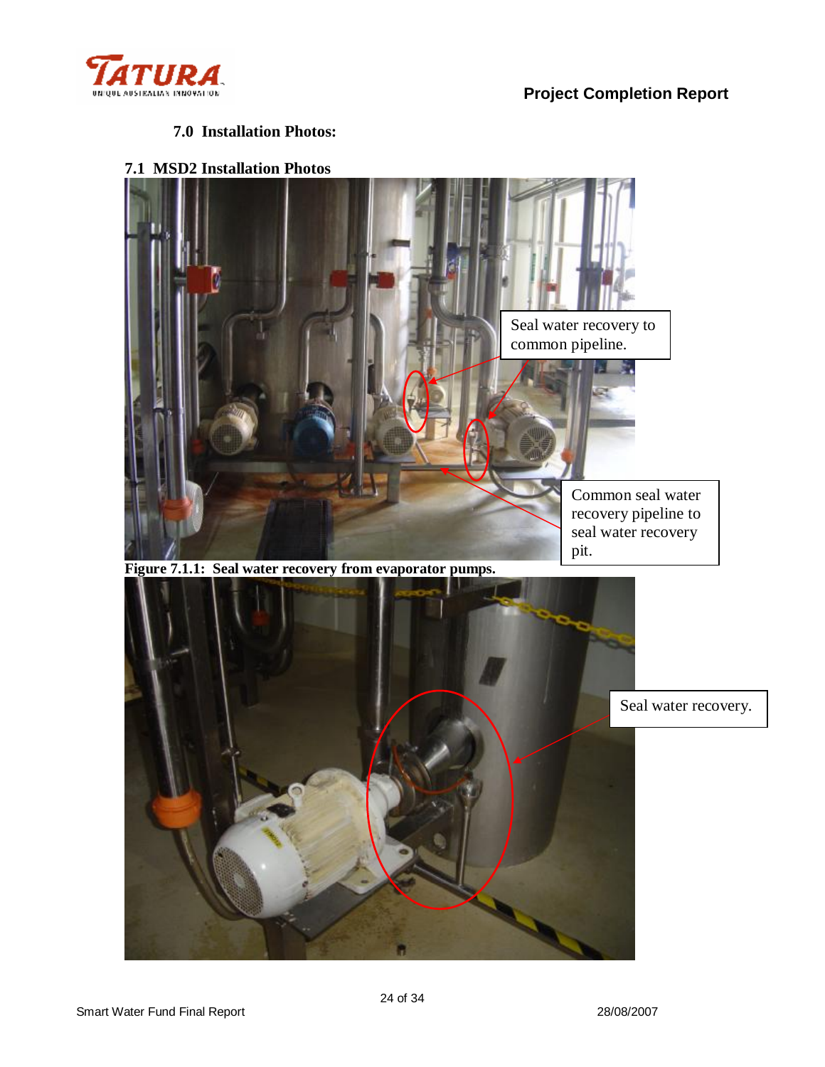## 7.0 Installation Photos:

### 7.1 MSD2 Installation Photos

Seal water recovery to common pipeline.

Common seal water recovery pipeline to seal water recovery pit.

**Figure 7.1.1: Seal water recovery from evaporator pumps.**

Seal water recovery.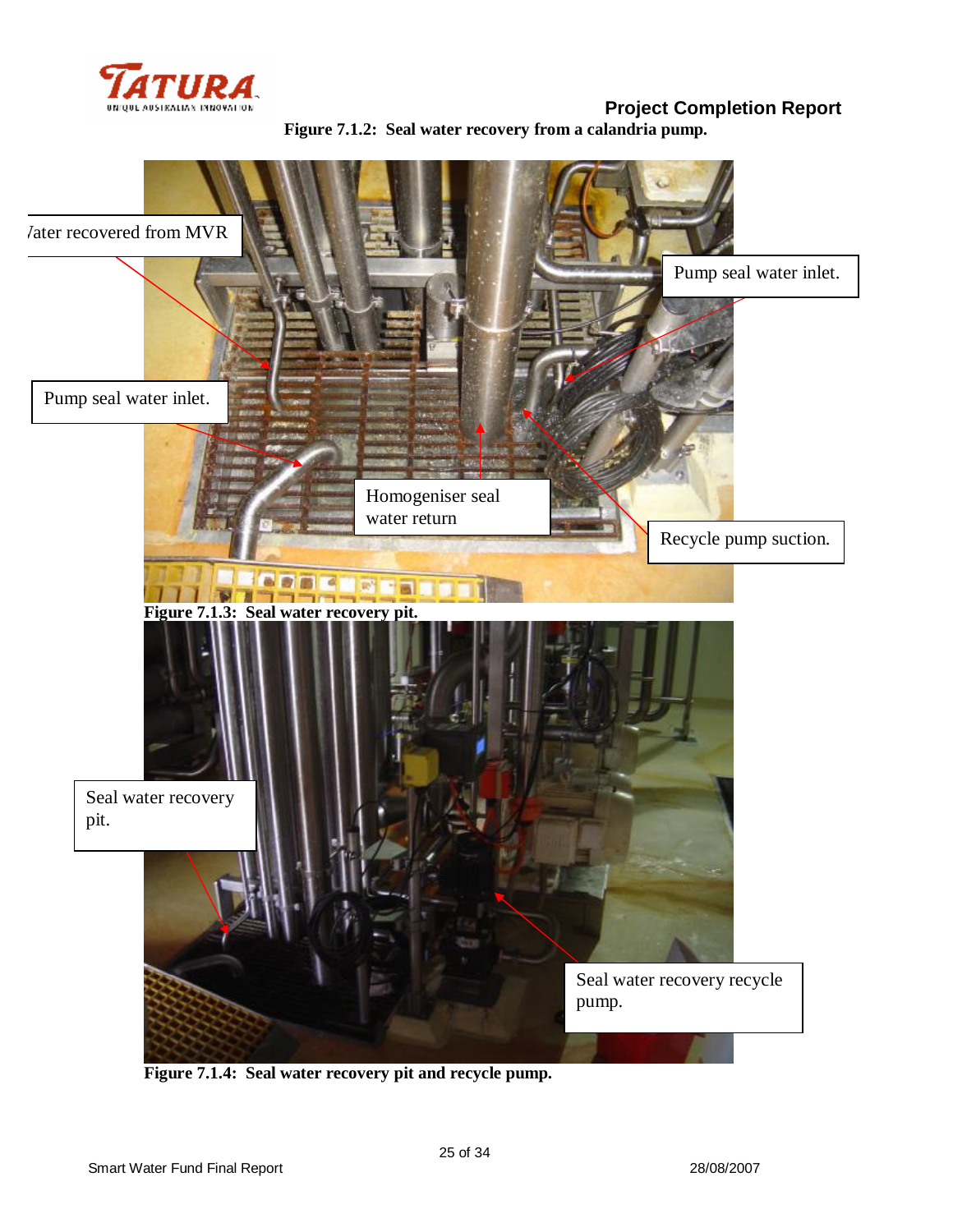Figure 7.1.2: Seal water recovery from a calandria pump.

/ater recovered from MVR

Pump seal water inlet.

Pump seal water inlet.

Homogeniser seal water return

Recycle pump suction.

**Figure 7.1.3: Seal water recovery pit.**

Seal water recovery pit.

Seal water recovery recycle pump.

**Figure 7.1.4: Seal water recovery pit and recycle pump.**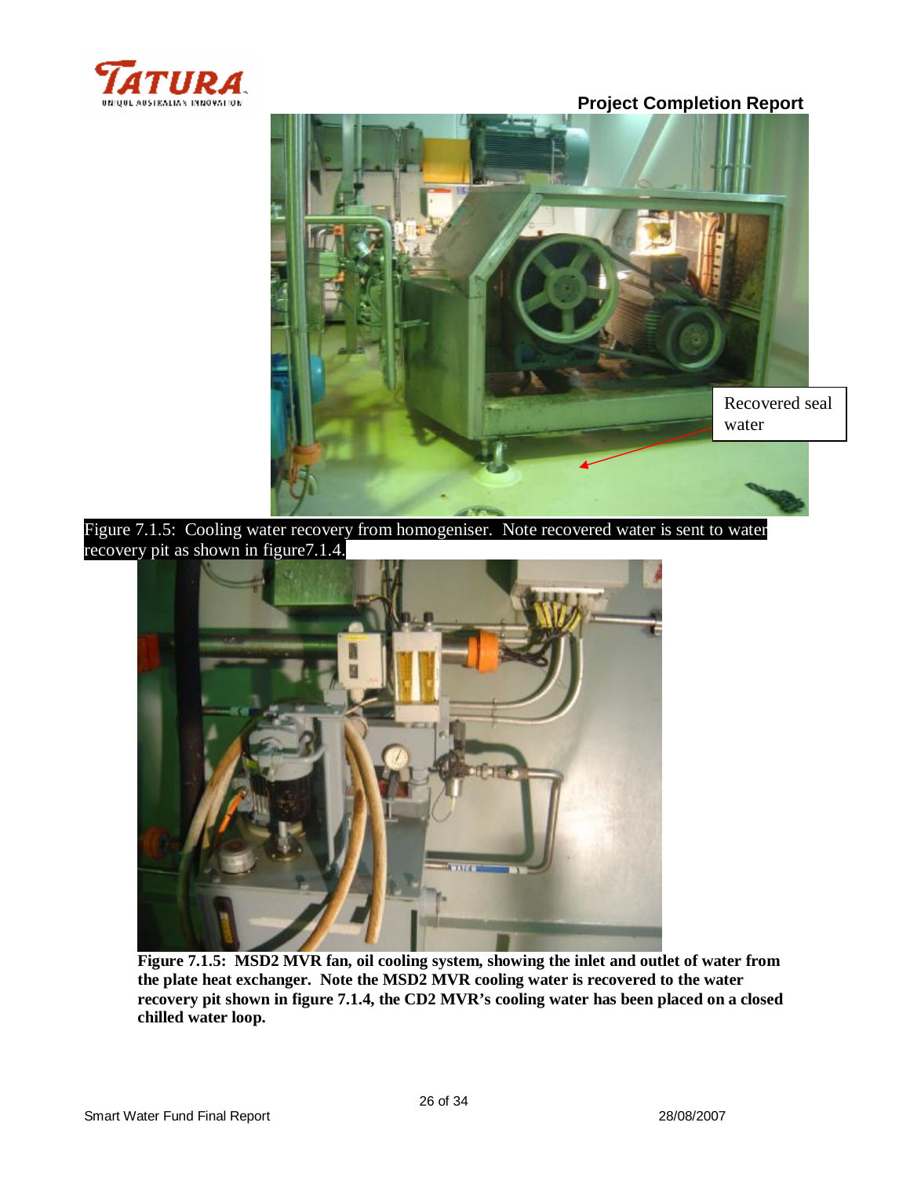Recovered seal water

Figure 7.1.5: Cooling water recovery from homogeniser. Note recovered water is sent to water recovery pit as shown in figure7.1.4.

**Figure 7.1.5: MSD2 MVR fan, oil cooling system, showing the inlet and outlet of water from the plate heat exchanger. Note the MSD2 MVR cooling water is recovered to the water recovery pit shown in figure 7.1.4, the CD2 MVR's cooling water has been placed on a closed chilled water loop.**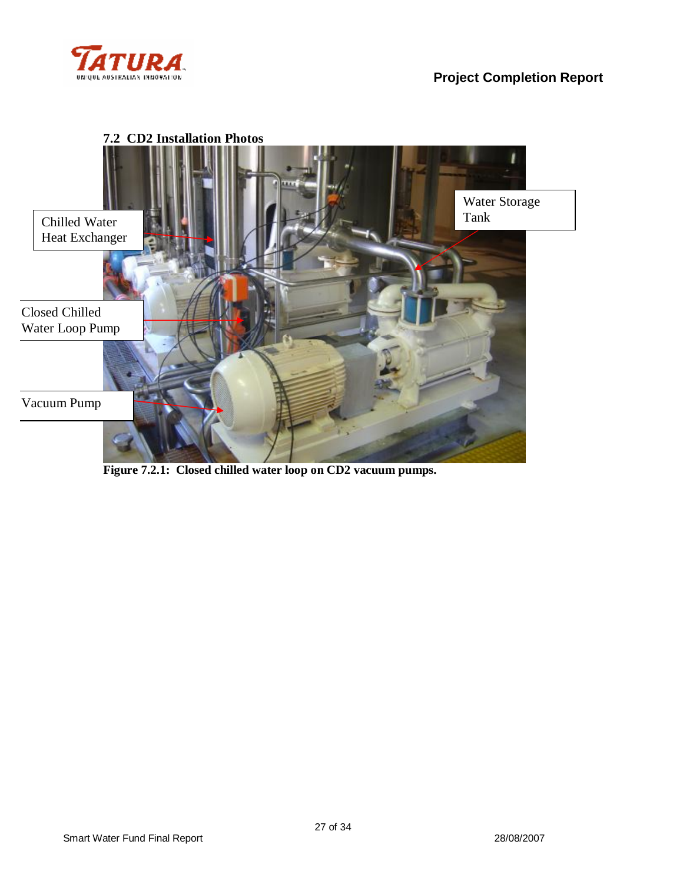## 7.2 CD2 Installation Photos

Figure 7.2.1: Closed chilled water loop on CD2 vacuum pumps.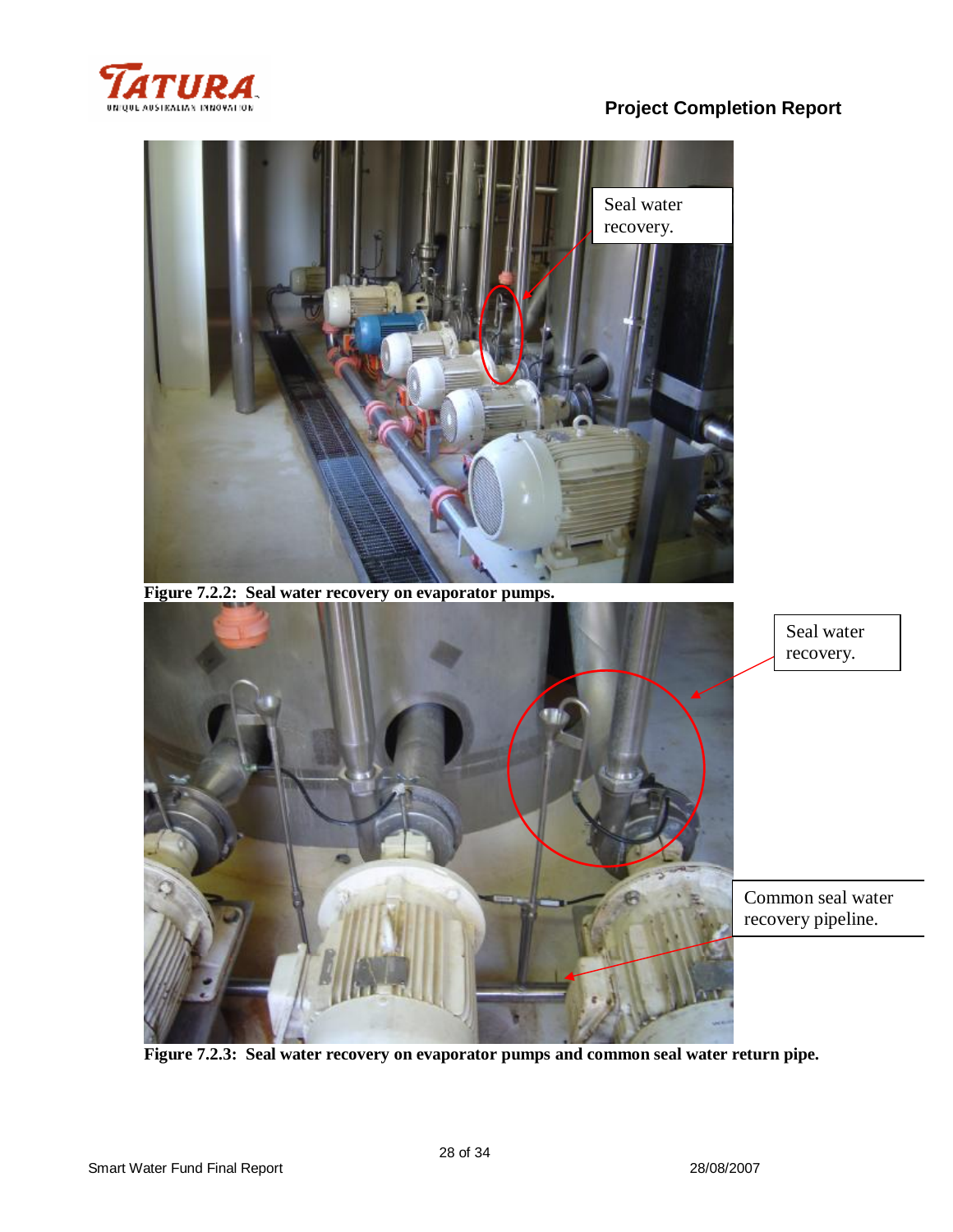Figure 7.2.2: Seal water recovery on evaporator pumps.

Figure 7.2.3: Seal water recovery on evaporator pumps and common seal water return pipe.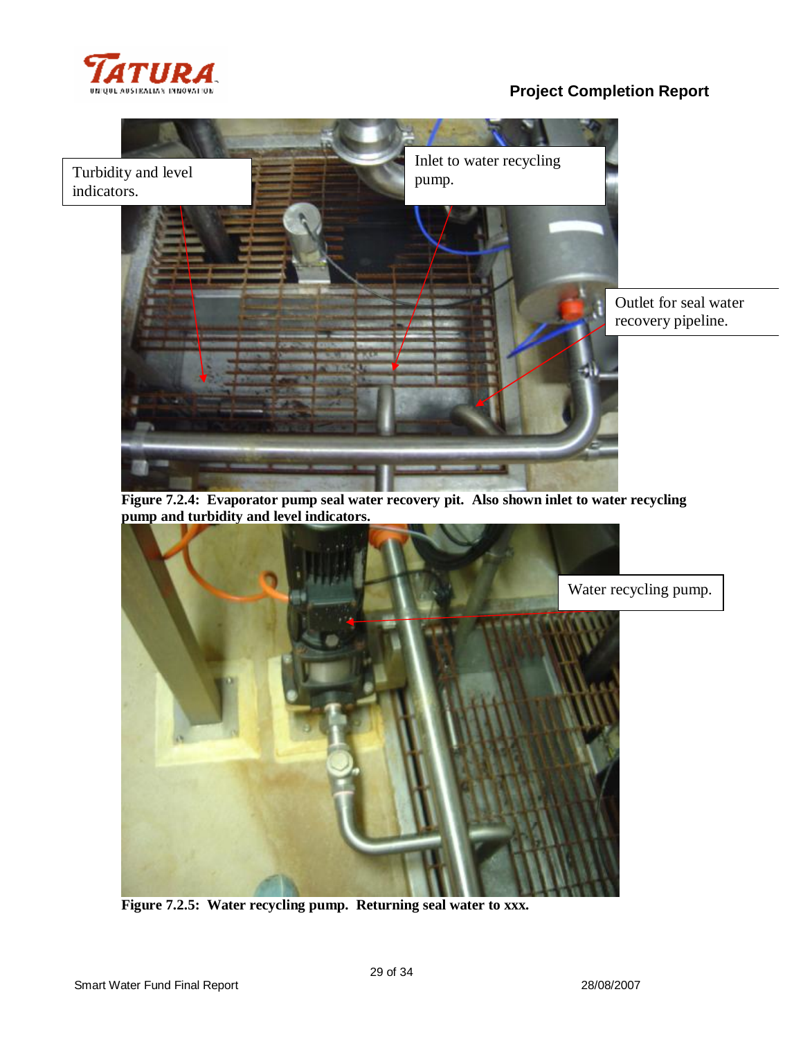Figure 7.2.4: Evaporator pump seal water recovery pit. Also shown inlet to water recycling pump and turbidity and level indicators.

Figure 7.2.5: Water recycling pump. Returning seal water to xxx.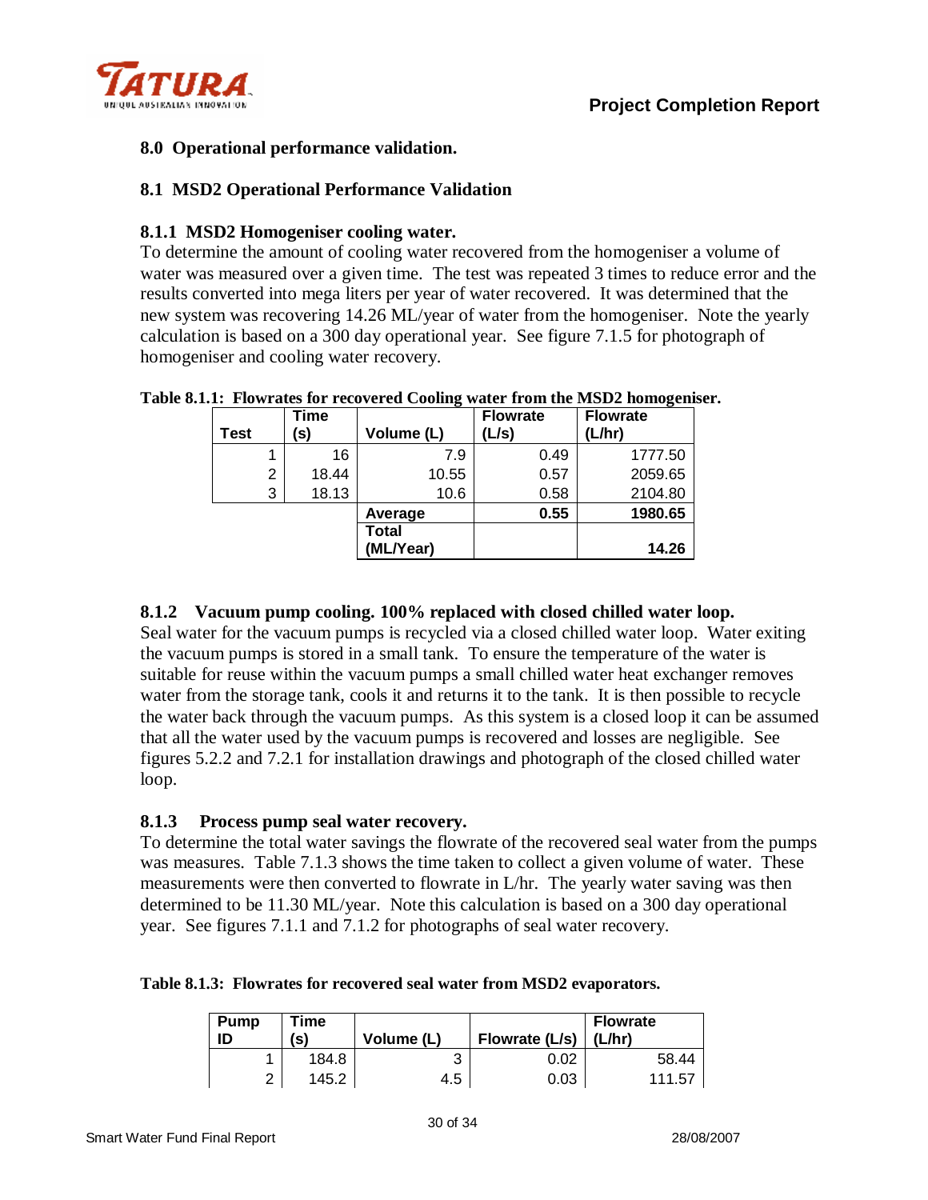## 8.0 Operational performance validation.

### 8.1 MSD2 Operational Performance Validation

#### 8.1.1 MSD2 Homogeniser cooling water.

To determine the amount of cooling water recovered from the homogeniser a volume of water was measured over a given time. The test was repeated 3 times to reduce error and the results converted into mega liters per year of water recovered. It was determined that the new system was recovering 14.26 ML/year of water from the homogeniser. Note the yearly calculation is based on a 300 day operational year. See figure 7.1.5 for photograph of homogeniser and cooling water recovery.

**Table 8.1.1: Flowrates for recovered Cooling water from the MSD2 homogeniser.**

| Test | Time (s) | Volume (L) | Flowrate (L/s) | Flowrate (L/hr) |
|---|---|---|---|---|
| 1 | 16 | 7.9 | 0.49 | 1777.50 |
| 2 | 18.44 | 10.55 | 0.57 | 2059.65 |
| 3 | 18.13 | 10.6 | 0.58 | 2104.80 |
| | | **Average** | **0.55** | **1980.65** |
| | | **Total (ML/Year)** | | **14.26** |

#### 8.1.2 Vacuum pump cooling. 100% replaced with closed chilled water loop.

Seal water for the vacuum pumps is recycled via a closed chilled water loop. Water exiting the vacuum pumps is stored in a small tank. To ensure the temperature of the water is suitable for reuse within the vacuum pumps a small chilled water heat exchanger removes water from the storage tank, cools it and returns it to the tank. It is then possible to recycle the water back through the vacuum pumps. As this system is a closed loop it can be assumed that all the water used by the vacuum pumps is recovered and losses are negligible. See figures 5.2.2 and 7.2.1 for installation drawings and photograph of the closed chilled water loop.

#### 8.1.3 Process pump seal water recovery.

To determine the total water savings the flowrate of the recovered seal water from the pumps was measures. Table 7.1.3 shows the time taken to collect a given volume of water. These measurements were then converted to flowrate in L/hr. The yearly water saving was then determined to be 11.30 ML/year. Note this calculation is based on a 300 day operational year. See figures 7.1.1 and 7.1.2 for photographs of seal water recovery.

**Table 8.1.3: Flowrates for recovered seal water from MSD2 evaporators.**

| Pump ID | Time (s) | Volume (L) | Flowrate (L/s) | Flowrate (L/hr) |
|---|---|---|---|---|
| 1 | 184.8 | 3 | 0.02 | 58.44 |
| 2 | 145.2 | 4.5 | 0.03 | 111.57 |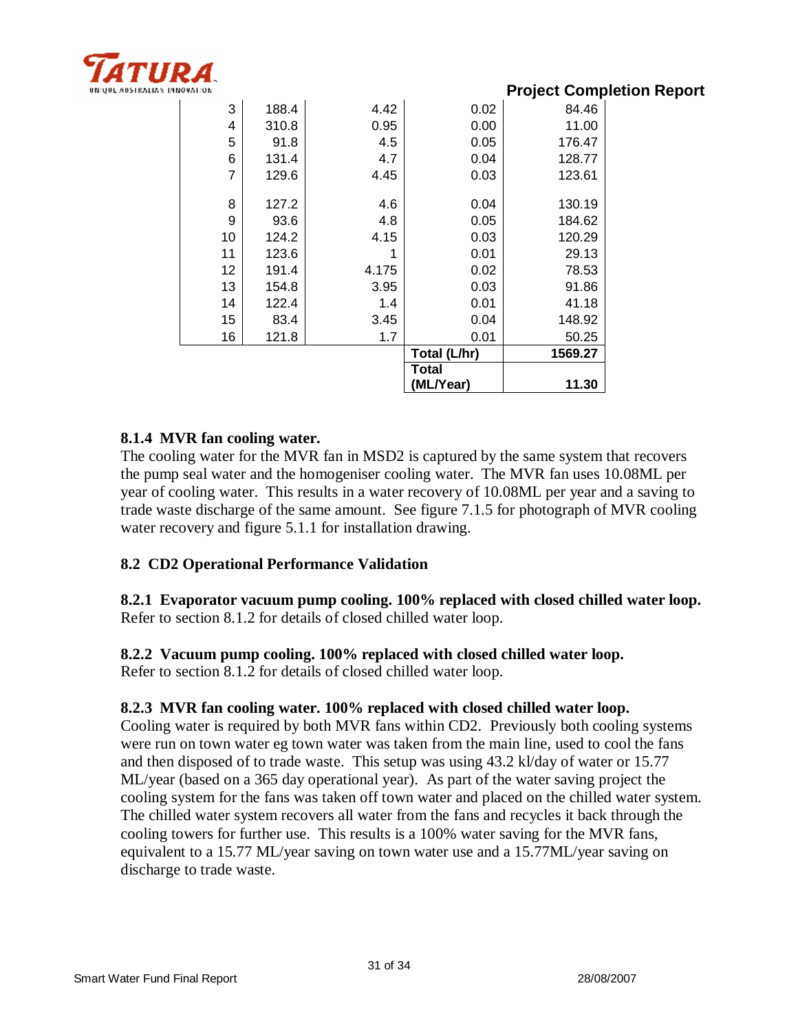| | | | | |
|---|---|---|---|---|
| 3 | 188.4 | 4.42 | 0.02 | 84.46 |
| 4 | 310.8 | 0.95 | 0.00 | 11.00 |
| 5 | 91.8 | 4.5 | 0.05 | 176.47 |
| 6 | 131.4 | 4.7 | 0.04 | 128.77 |
| 7 | 129.6 | 4.45 | 0.03 | 123.61 |
| 8 | 127.2 | 4.6 | 0.04 | 130.19 |
| 9 | 93.6 | 4.8 | 0.05 | 184.62 |
| 10 | 124.2 | 4.15 | 0.03 | 120.29 |
| 11 | 123.6 | 1 | 0.01 | 29.13 |
| 12 | 191.4 | 4.175 | 0.02 | 78.53 |
| 13 | 154.8 | 3.95 | 0.03 | 91.86 |
| 14 | 122.4 | 1.4 | 0.01 | 41.18 |
| 15 | 83.4 | 3.45 | 0.04 | 148.92 |
| 16 | 121.8 | 1.7 | 0.01 | 50.25 |
| | | | **Total (L/hr)** | **1569.27** |
| | | | **Total (ML/Year)** | **11.30** |

### 8.1.4 MVR fan cooling water.

The cooling water for the MVR fan in MSD2 is captured by the same system that recovers the pump seal water and the homogeniser cooling water. The MVR fan uses 10.08ML per year of cooling water. This results in a water recovery of 10.08ML per year and a saving to trade waste discharge of the same amount. See figure 7.1.5 for photograph of MVR cooling water recovery and figure 5.1.1 for installation drawing.

## 8.2 CD2 Operational Performance Validation

### 8.2.1 Evaporator vacuum pump cooling. 100% replaced with closed chilled water loop.

Refer to section 8.1.2 for details of closed chilled water loop.

### 8.2.2 Vacuum pump cooling. 100% replaced with closed chilled water loop.

Refer to section 8.1.2 for details of closed chilled water loop.

### 8.2.3 MVR fan cooling water. 100% replaced with closed chilled water loop.

Cooling water is required by both MVR fans within CD2. Previously both cooling systems were run on town water eg town water was taken from the main line, used to cool the fans and then disposed of to trade waste. This setup was using 43.2 kl/day of water or 15.77 ML/year (based on a 365 day operational year). As part of the water saving project the cooling system for the fans was taken off town water and placed on the chilled water system. The chilled water system recovers all water from the fans and recycles it back through the cooling towers for further use. This results is a 100% water saving for the MVR fans, equivalent to a 15.77 ML/year saving on town water use and a 15.77ML/year saving on discharge to trade waste.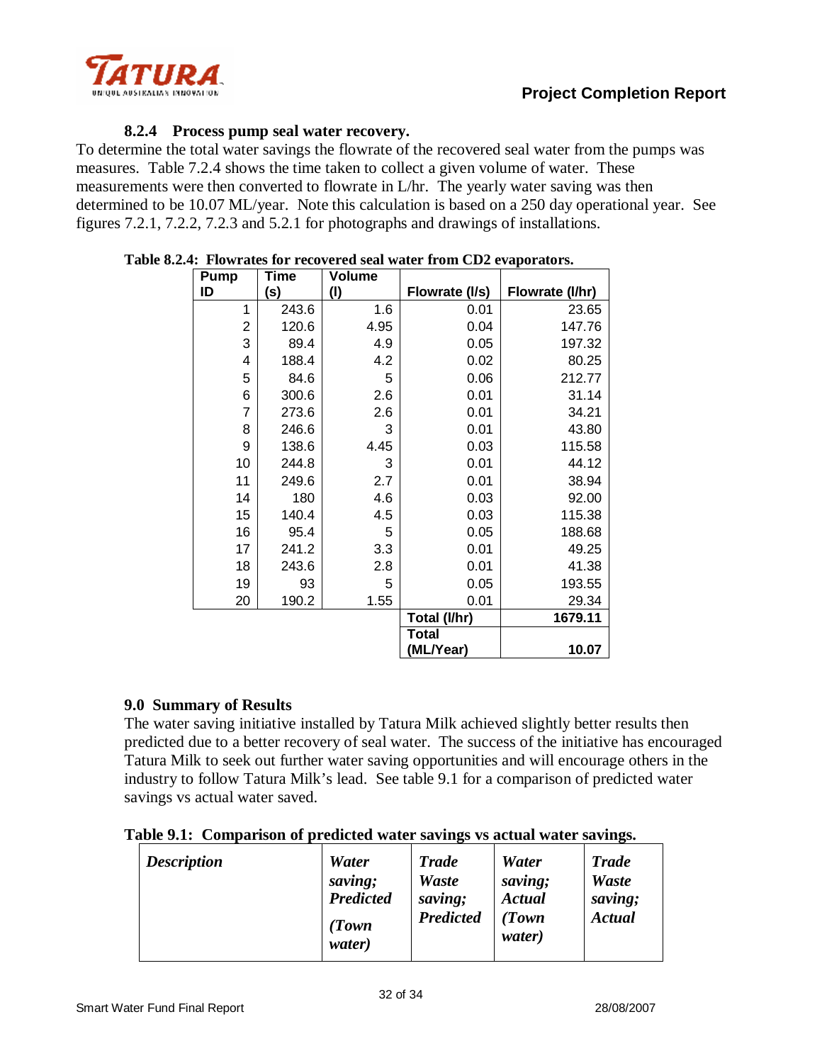### 8.2.4 Process pump seal water recovery.

To determine the total water savings the flowrate of the recovered seal water from the pumps was measures. Table 7.2.4 shows the time taken to collect a given volume of water. These measurements were then converted to flowrate in L/hr. The yearly water saving was then determined to be 10.07 ML/year. Note this calculation is based on a 250 day operational year. See figures 7.2.1, 7.2.2, 7.2.3 and 5.2.1 for photographs and drawings of installations.

**Table 8.2.4: Flowrates for recovered seal water from CD2 evaporators.**

| Pump ID | Time (s) | Volume (l) | Flowrate (l/s) | Flowrate (l/hr) |
|---|---|---|---|---|
| 1 | 243.6 | 1.6 | 0.01 | 23.65 |
| 2 | 120.6 | 4.95 | 0.04 | 147.76 |
| 3 | 89.4 | 4.9 | 0.05 | 197.32 |
| 4 | 188.4 | 4.2 | 0.02 | 80.25 |
| 5 | 84.6 | 5 | 0.06 | 212.77 |
| 6 | 300.6 | 2.6 | 0.01 | 31.14 |
| 7 | 273.6 | 2.6 | 0.01 | 34.21 |
| 8 | 246.6 | 3 | 0.01 | 43.80 |
| 9 | 138.6 | 4.45 | 0.03 | 115.58 |
| 10 | 244.8 | 3 | 0.01 | 44.12 |
| 11 | 249.6 | 2.7 | 0.01 | 38.94 |
| 14 | 180 | 4.6 | 0.03 | 92.00 |
| 15 | 140.4 | 4.5 | 0.03 | 115.38 |
| 16 | 95.4 | 5 | 0.05 | 188.68 |
| 17 | 241.2 | 3.3 | 0.01 | 49.25 |
| 18 | 243.6 | 2.8 | 0.01 | 41.38 |
| 19 | 93 | 5 | 0.05 | 193.55 |
| 20 | 190.2 | 1.55 | 0.01 | 29.34 |
| | | | **Total (l/hr)** | **1679.11** |
| | | | **Total (ML/Year)** | **10.07** |

## 9.0 Summary of Results

The water saving initiative installed by Tatura Milk achieved slightly better results then predicted due to a better recovery of seal water. The success of the initiative has encouraged Tatura Milk to seek out further water saving opportunities and will encourage others in the industry to follow Tatura Milk's lead. See table 9.1 for a comparison of predicted water savings vs actual water saved.

**Table 9.1: Comparison of predicted water savings vs actual water savings.**

| ***Description*** | ***Water saving; Predicted (Town water)*** | ***Trade Waste saving; Predicted*** | ***Water saving; Actual (Town water)*** | ***Trade Waste saving; Actual*** |
|---|---|---|---|---|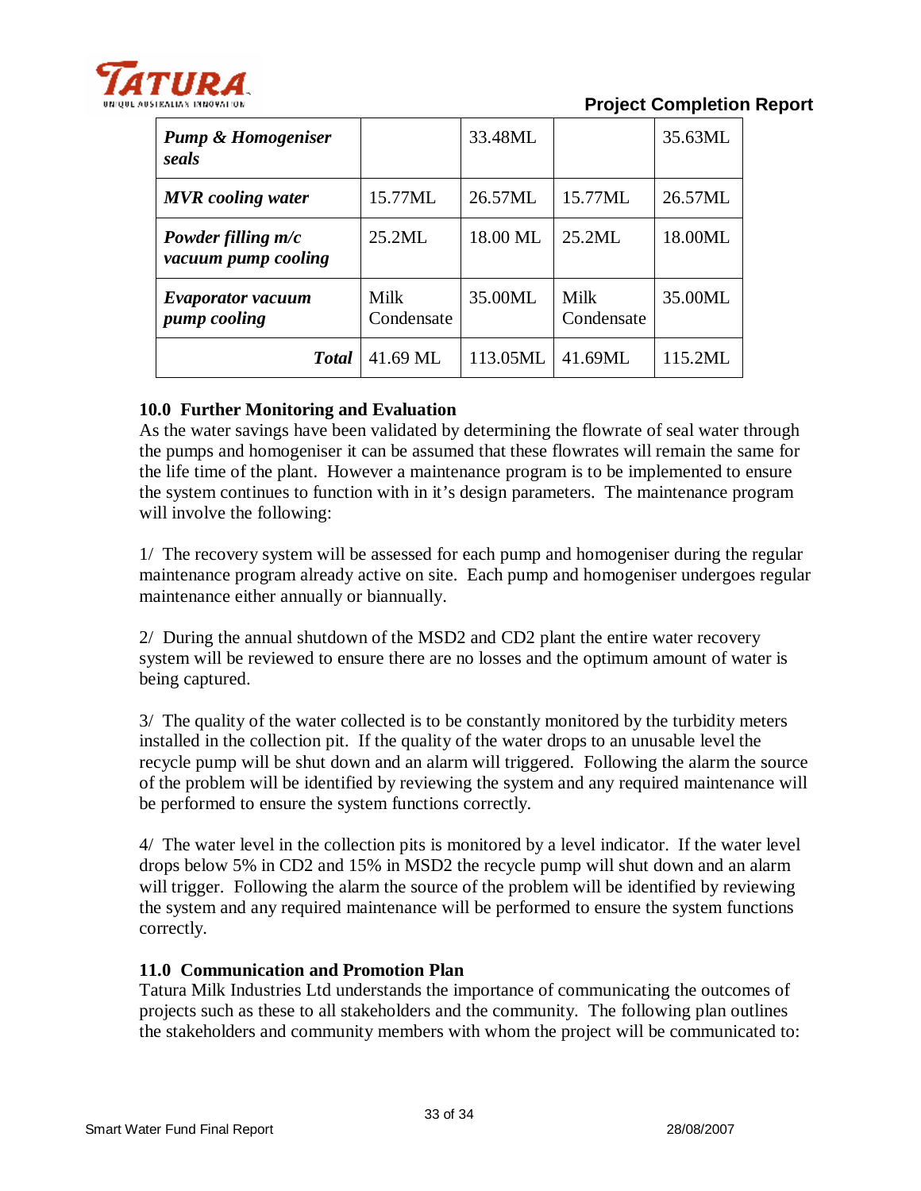| | | | | |
|---|---|---|---|---|
| ***Pump & Homogeniser seals*** | | 33.48ML | | 35.63ML |
| ***MVR cooling water*** | 15.77ML | 26.57ML | 15.77ML | 26.57ML |
| ***Powder filling m/c vacuum pump cooling*** | 25.2ML | 18.00 ML | 25.2ML | 18.00ML |
| ***Evaporator vacuum pump cooling*** | Milk Condensate | 35.00ML | Milk Condensate | 35.00ML |
| ***Total*** | 41.69 ML | 113.05ML | 41.69ML | 115.2ML |

### 10.0 Further Monitoring and Evaluation

As the water savings have been validated by determining the flowrate of seal water through the pumps and homogeniser it can be assumed that these flowrates will remain the same for the life time of the plant. However a maintenance program is to be implemented to ensure the system continues to function with in it's design parameters. The maintenance program will involve the following:

1/ The recovery system will be assessed for each pump and homogeniser during the regular maintenance program already active on site. Each pump and homogeniser undergoes regular maintenance either annually or biannually.

2/ During the annual shutdown of the MSD2 and CD2 plant the entire water recovery system will be reviewed to ensure there are no losses and the optimum amount of water is being captured.

3/ The quality of the water collected is to be constantly monitored by the turbidity meters installed in the collection pit. If the quality of the water drops to an unusable level the recycle pump will be shut down and an alarm will triggered. Following the alarm the source of the problem will be identified by reviewing the system and any required maintenance will be performed to ensure the system functions correctly.

4/ The water level in the collection pits is monitored by a level indicator. If the water level drops below 5% in CD2 and 15% in MSD2 the recycle pump will shut down and an alarm will trigger. Following the alarm the source of the problem will be identified by reviewing the system and any required maintenance will be performed to ensure the system functions correctly.

### 11.0 Communication and Promotion Plan

Tatura Milk Industries Ltd understands the importance of communicating the outcomes of projects such as these to all stakeholders and the community. The following plan outlines the stakeholders and community members with whom the project will be communicated to: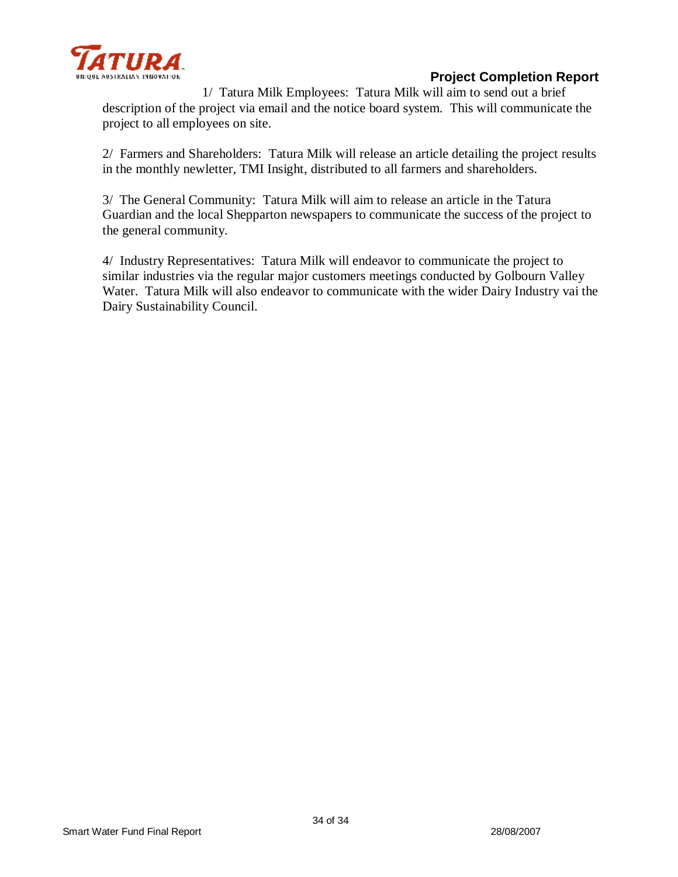1/ Tatura Milk Employees: Tatura Milk will aim to send out a brief description of the project via email and the notice board system. This will communicate the project to all employees on site.

2/ Farmers and Shareholders: Tatura Milk will release an article detailing the project results in the monthly newletter, TMI Insight, distributed to all farmers and shareholders.

3/ The General Community: Tatura Milk will aim to release an article in the Tatura Guardian and the local Shepparton newspapers to communicate the success of the project to the general community.

4/ Industry Representatives: Tatura Milk will endeavor to communicate the project to similar industries via the regular major customers meetings conducted by Golbourn Valley Water. Tatura Milk will also endeavor to communicate with the wider Dairy Industry vai the Dairy Sustainability Council.